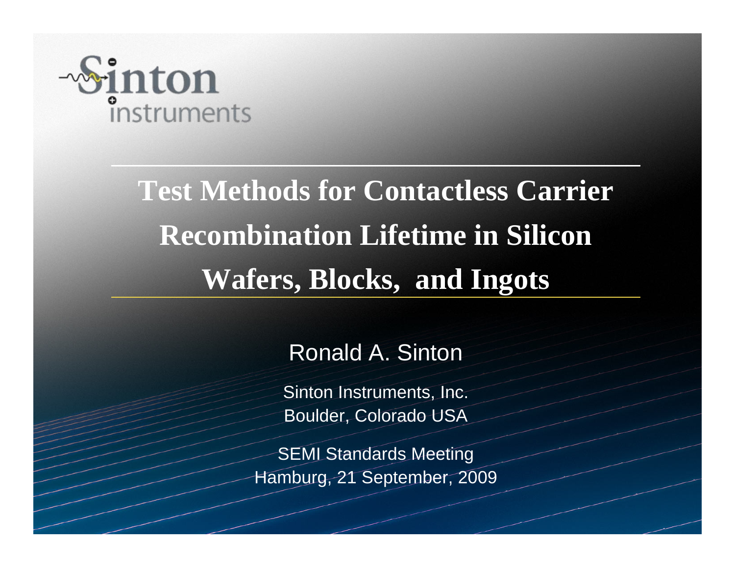Sinton instruments

# Test Methods for Contactless Carrier Recombination Lifetime in Silicon Wafers, Blocks, and Ingots

Ronald A. Sinton

Sinton Instruments, Inc.
Boulder, Colorado USA

SEMI Standards Meeting
Hamburg, 21 September, 2009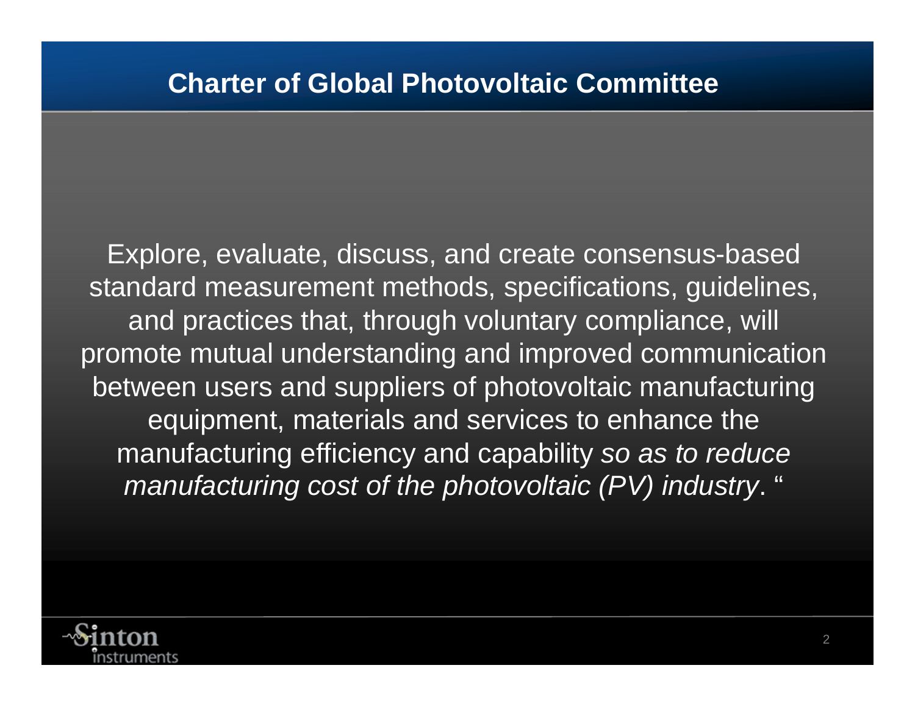# Charter of Global Photovoltaic Committee

Explore, evaluate, discuss, and create consensus-based standard measurement methods, specifications, guidelines, and practices that, through voluntary compliance, will promote mutual understanding and improved communication between users and suppliers of photovoltaic manufacturing equipment, materials and services to enhance the manufacturing efficiency and capability *so as to reduce manufacturing cost of the photovoltaic (PV) industry*. "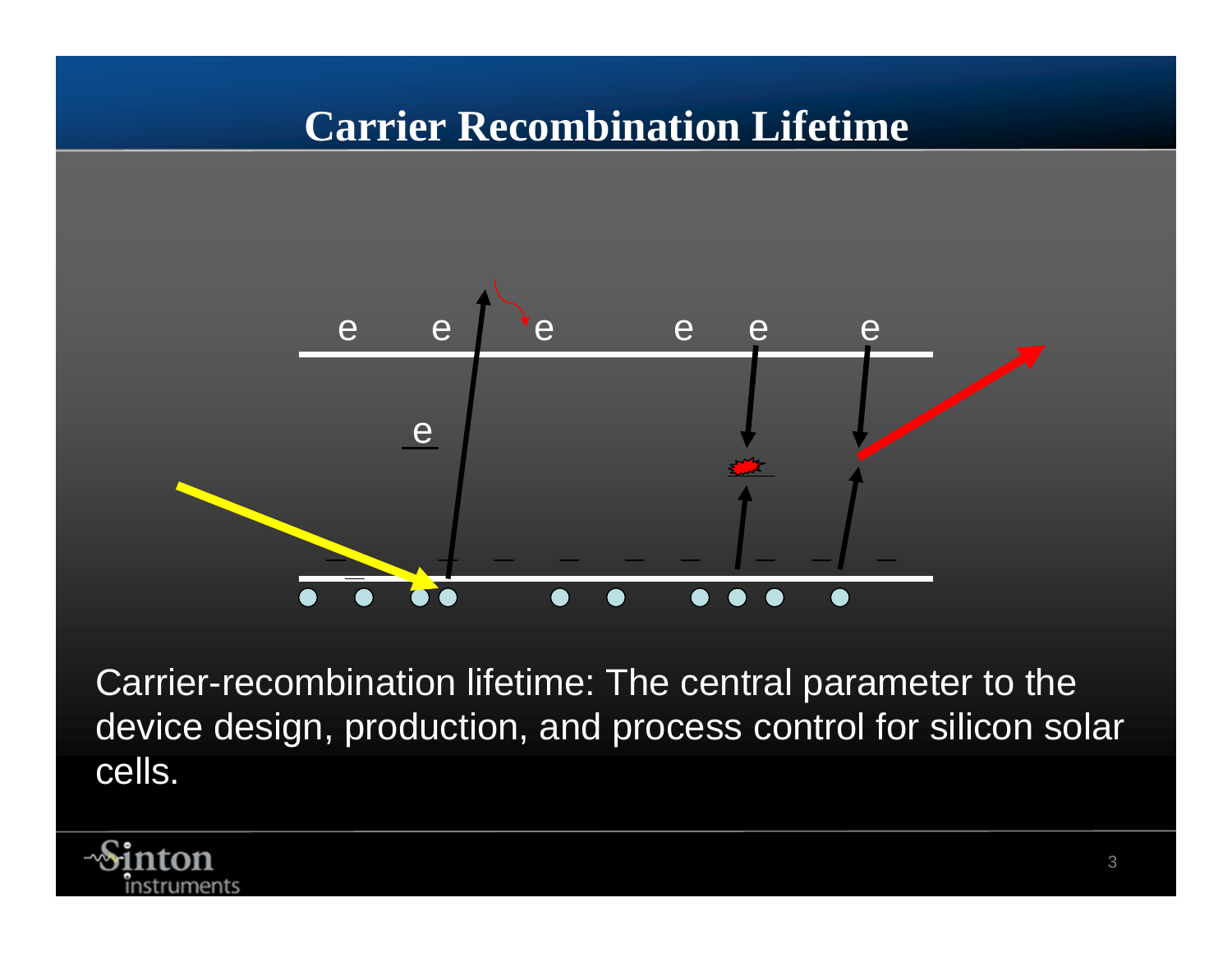# Carrier Recombination Lifetime

Carrier-recombination lifetime: The central parameter to the device design, production, and process control for silicon solar cells.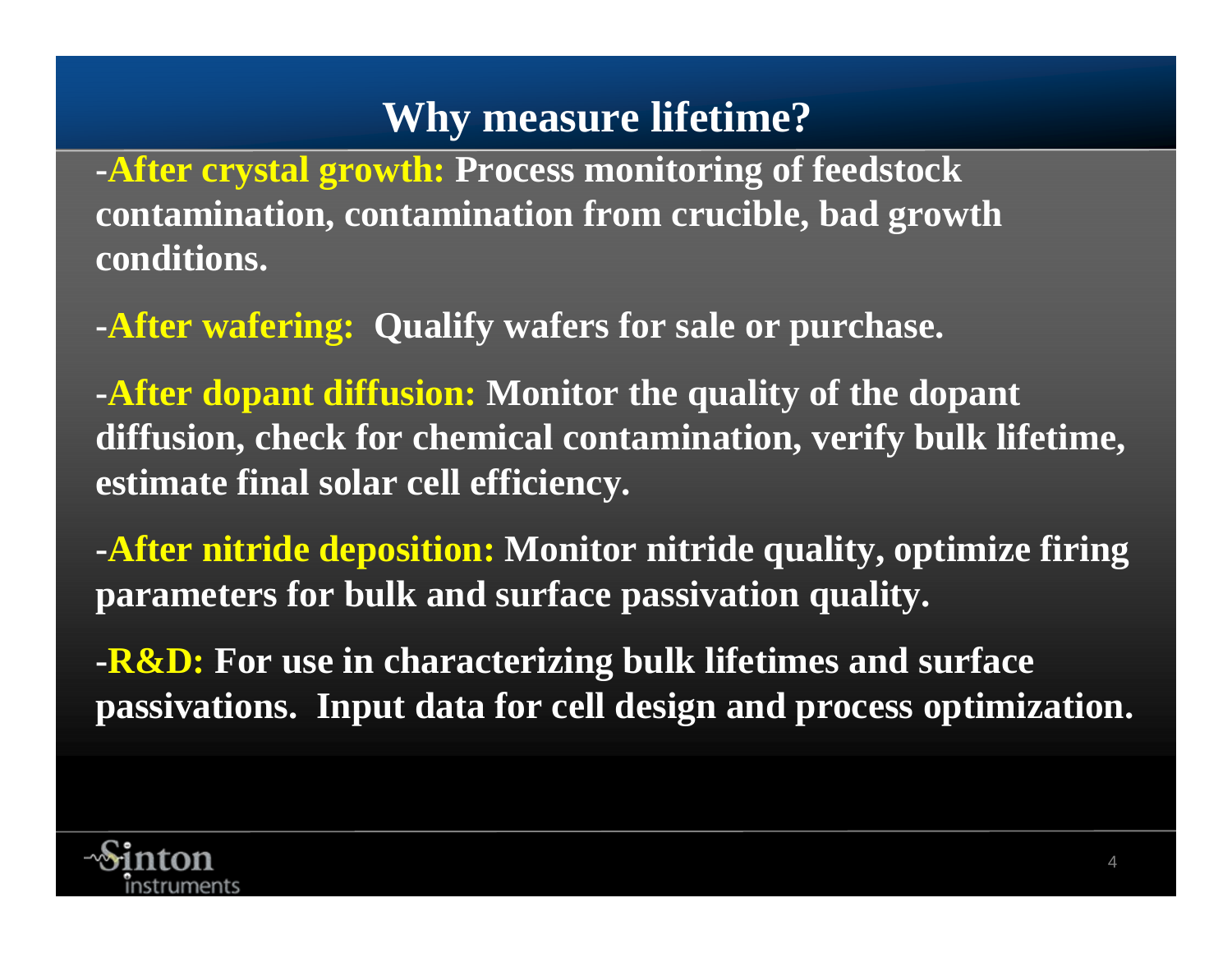# Why measure lifetime?

-**After crystal growth:** Process monitoring of feedstock contamination, contamination from crucible, bad growth conditions.

-**After wafering:** Qualify wafers for sale or purchase.

-**After dopant diffusion:** Monitor the quality of the dopant diffusion, check for chemical contamination, verify bulk lifetime, estimate final solar cell efficiency.

-**After nitride deposition:** Monitor nitride quality, optimize firing parameters for bulk and surface passivation quality.

-**R&D:** For use in characterizing bulk lifetimes and surface passivations. Input data for cell design and process optimization.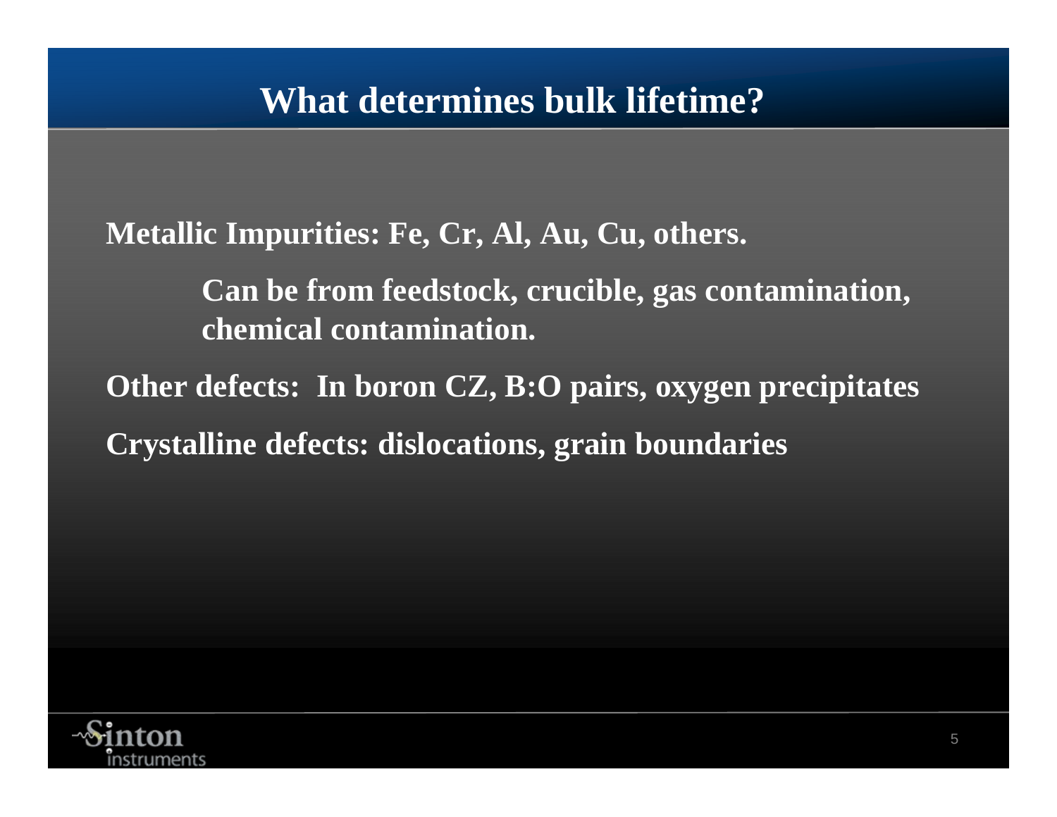# What determines bulk lifetime?

**Metallic Impurities: Fe, Cr, Al, Au, Cu, others.**

> **Can be from feedstock, crucible, gas contamination, chemical contamination.**

**Other defects: In boron CZ, B:O pairs, oxygen precipitates**

**Crystalline defects: dislocations, grain boundaries**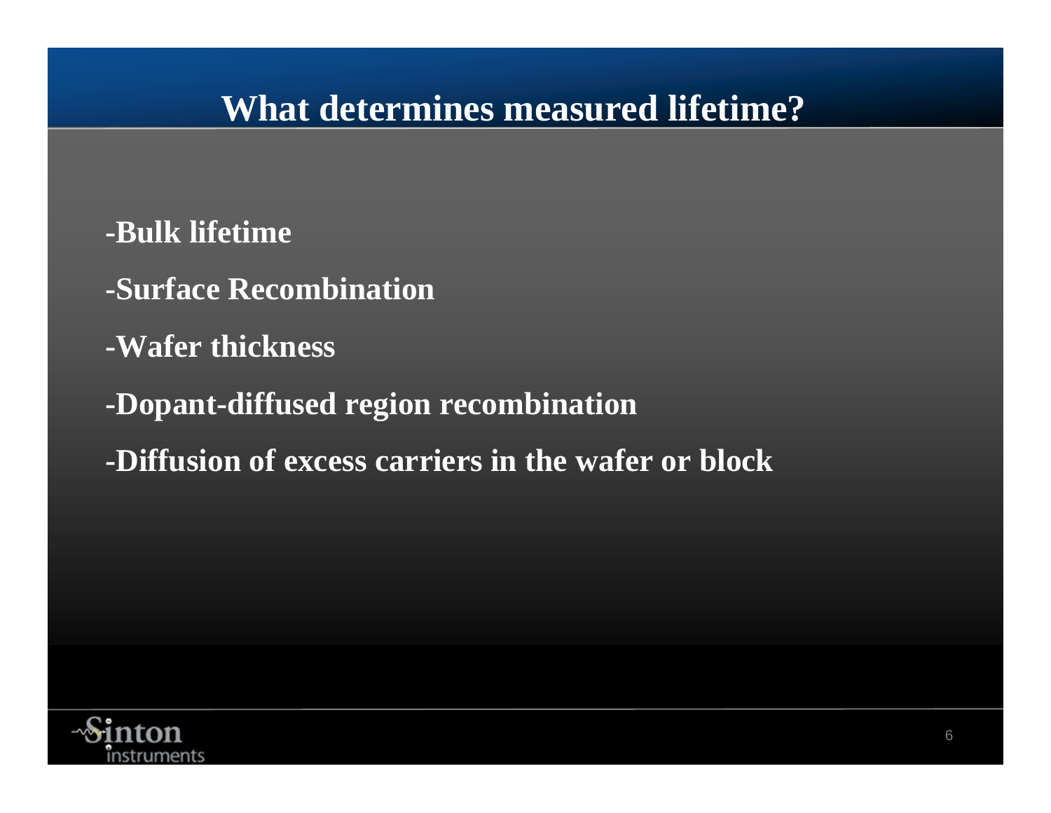# What determines measured lifetime?

-Bulk lifetime

-Surface Recombination

-Wafer thickness

-Dopant-diffused region recombination

-Diffusion of excess carriers in the wafer or block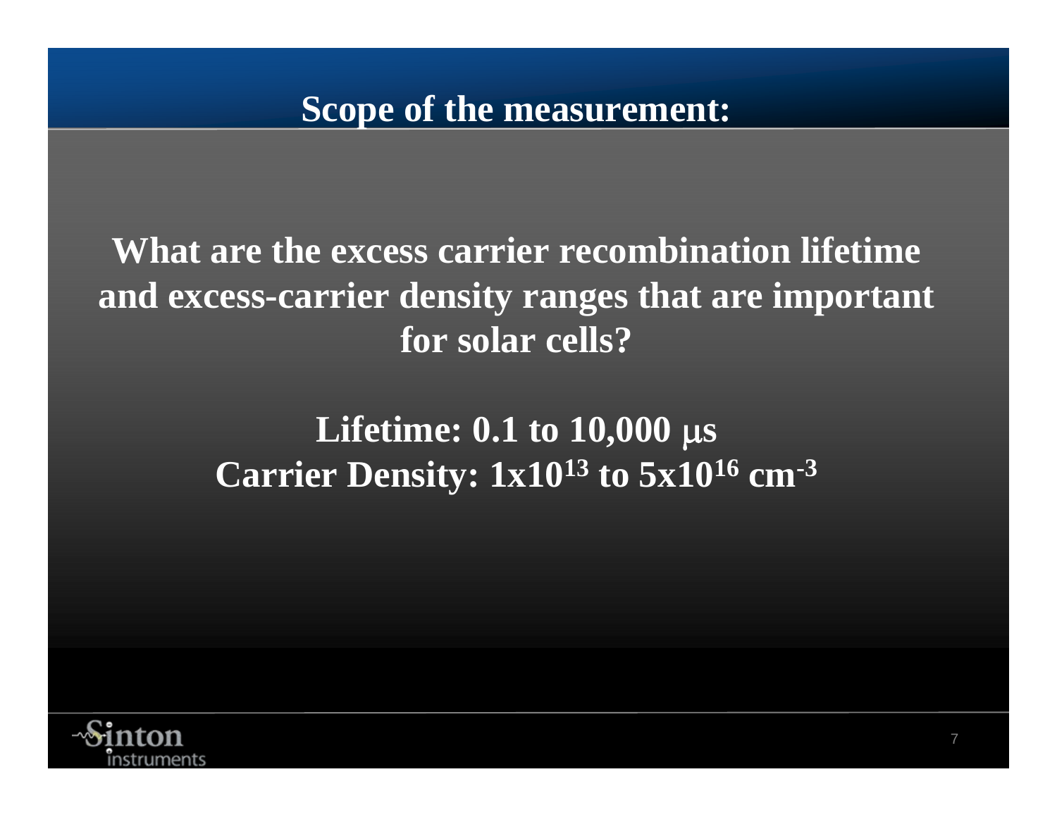# Scope of the measurement:

**What are the excess carrier recombination lifetime and excess-carrier density ranges that are important for solar cells?**

**Lifetime: 0.1 to 10,000 μs**
**Carrier Density: $1 \times 10^{13}$ to $5 \times 10^{16}$ $cm^{-3}$**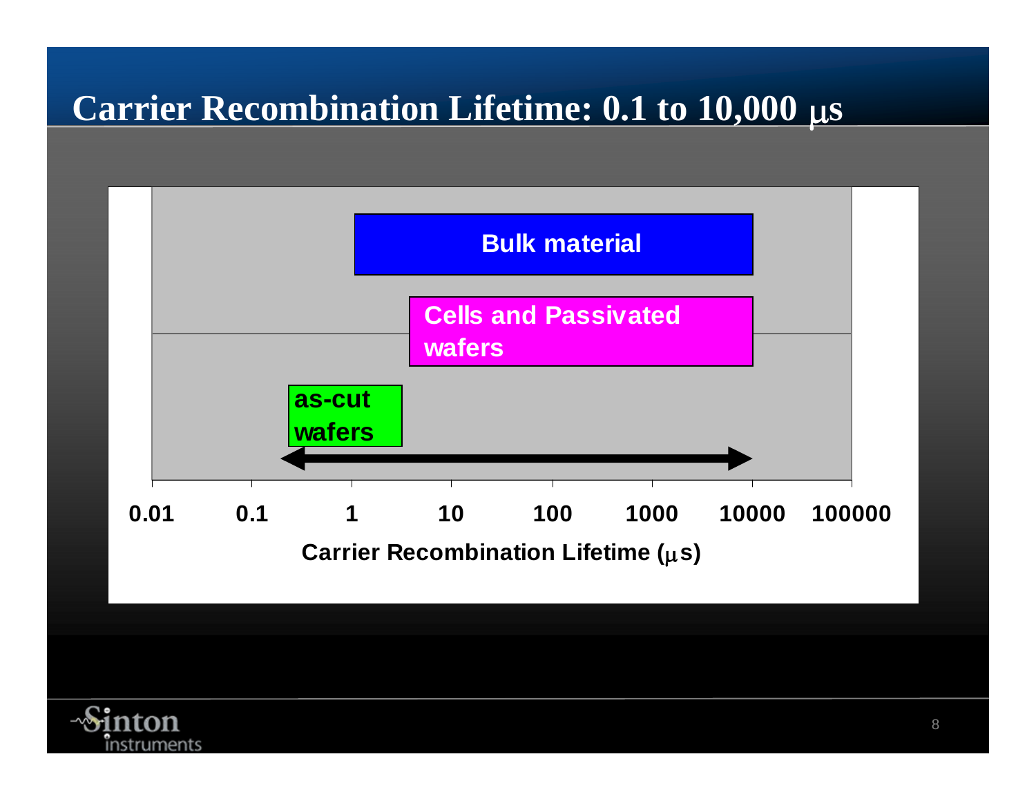# Carrier Recombination Lifetime: 0.1 to 10,000 μs

Bulk material

Cells and Passivated wafers

as-cut wafers

0.01 0.1 1 10 100 1000 10000 100000

Carrier Recombination Lifetime (μs)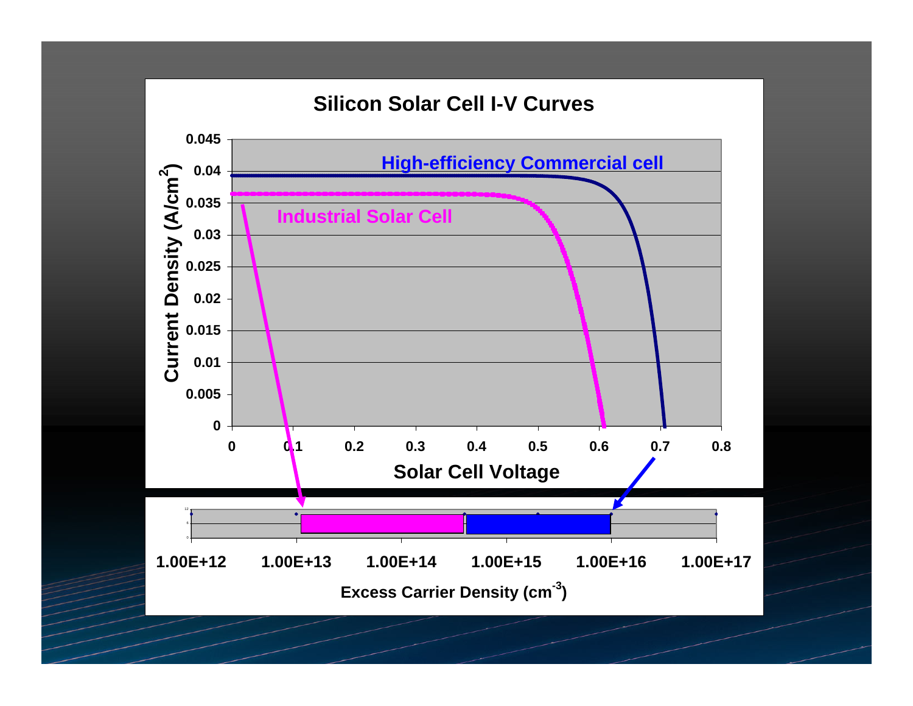# Silicon Solar Cell I-V Curves

High-efficiency Commercial cell

Industrial Solar Cell

Current Density ($A/cm^2$)

Solar Cell Voltage

Excess Carrier Density ($cm^{-3}$)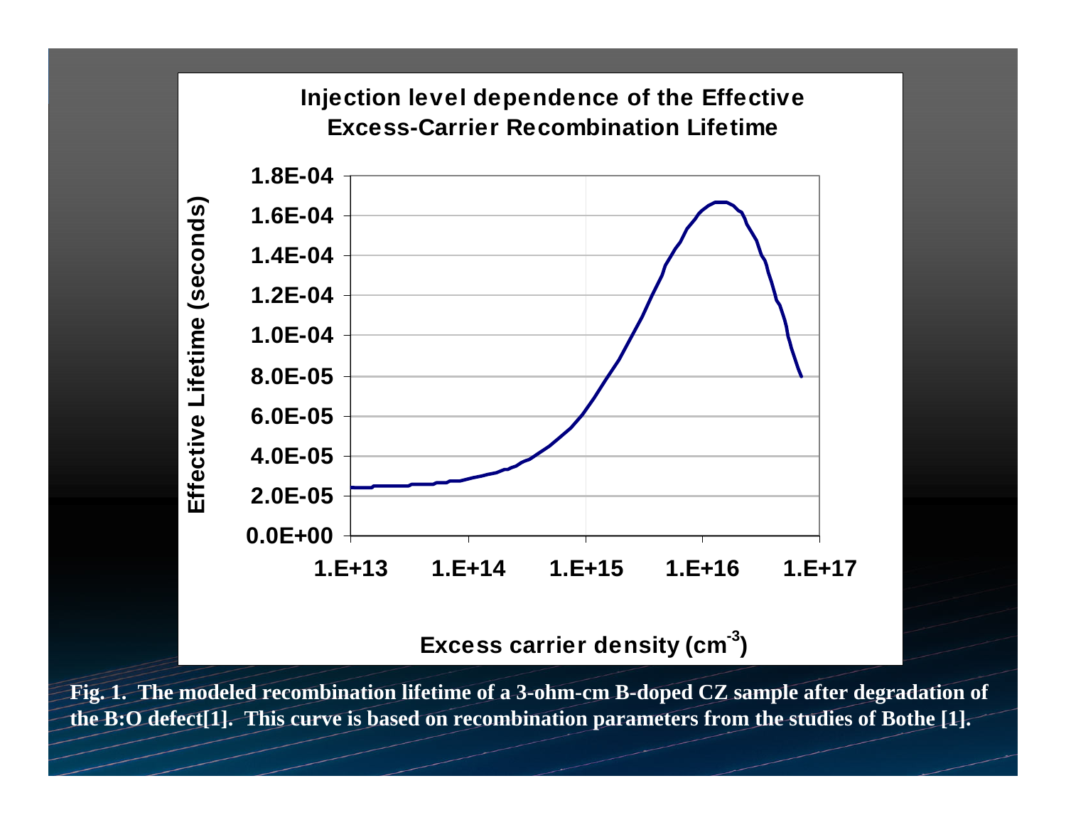Injection level dependence of the Effective Excess-Carrier Recombination Lifetime

| Excess carrier density ($cm^{-3}$) | Effective Lifetime (seconds) |
| --- | --- |
| 1.E+13 | ~2.4E-05 |
| 1.E+14 | ~2.8E-05 |
| 1.E+15 | ~6.0E-05 |
| 1.E+16 | ~1.62E-04 |
| ~7.E+16 | ~8.0E-05 |

**Fig. 1. The modeled recombination lifetime of a 3-ohm-cm B-doped CZ sample after degradation of the B:O defect[1]. This curve is based on recombination parameters from the studies of Bothe [1].**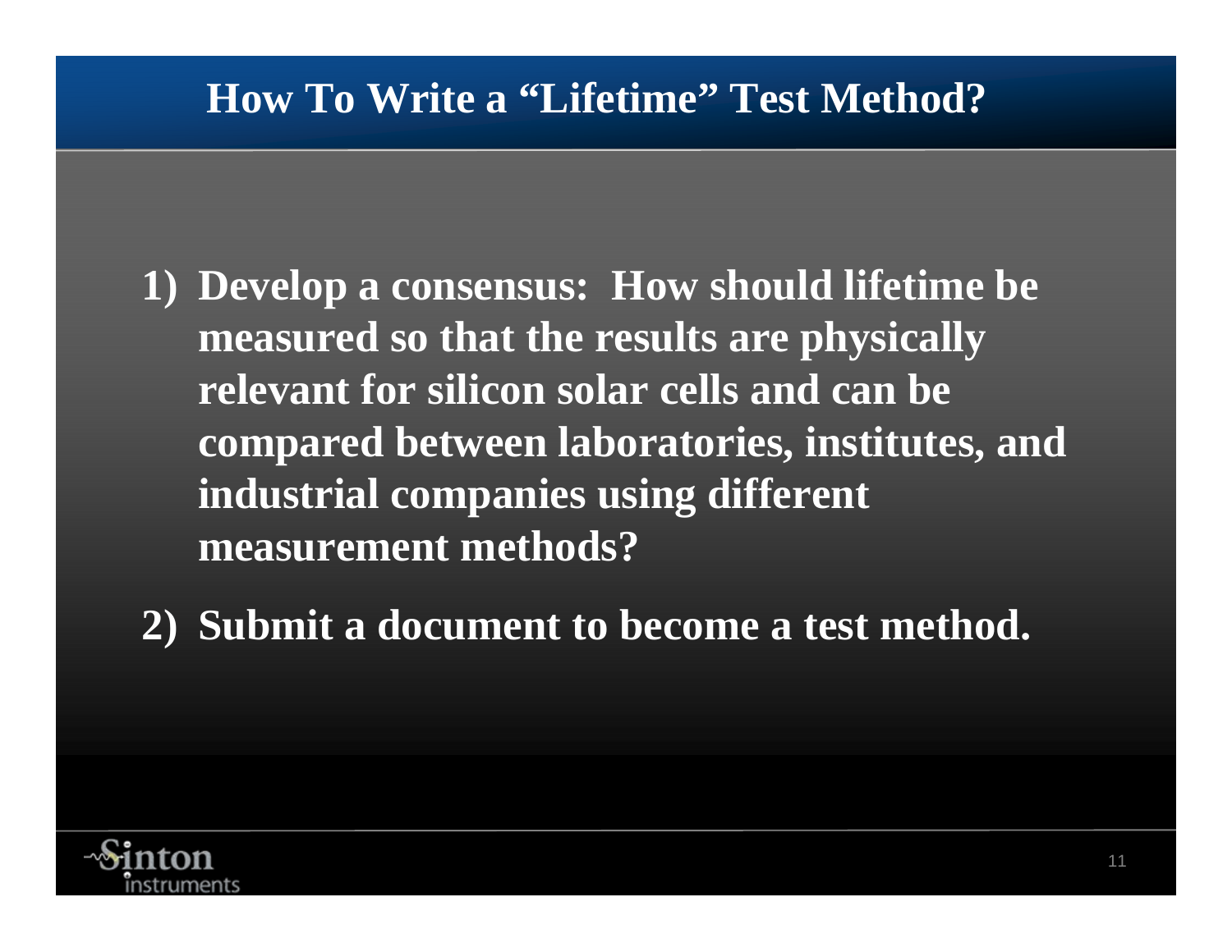# How To Write a "Lifetime" Test Method?

1) Develop a consensus: How should lifetime be measured so that the results are physically relevant for silicon solar cells and can be compared between laboratories, institutes, and industrial companies using different measurement methods?

2) Submit a document to become a test method.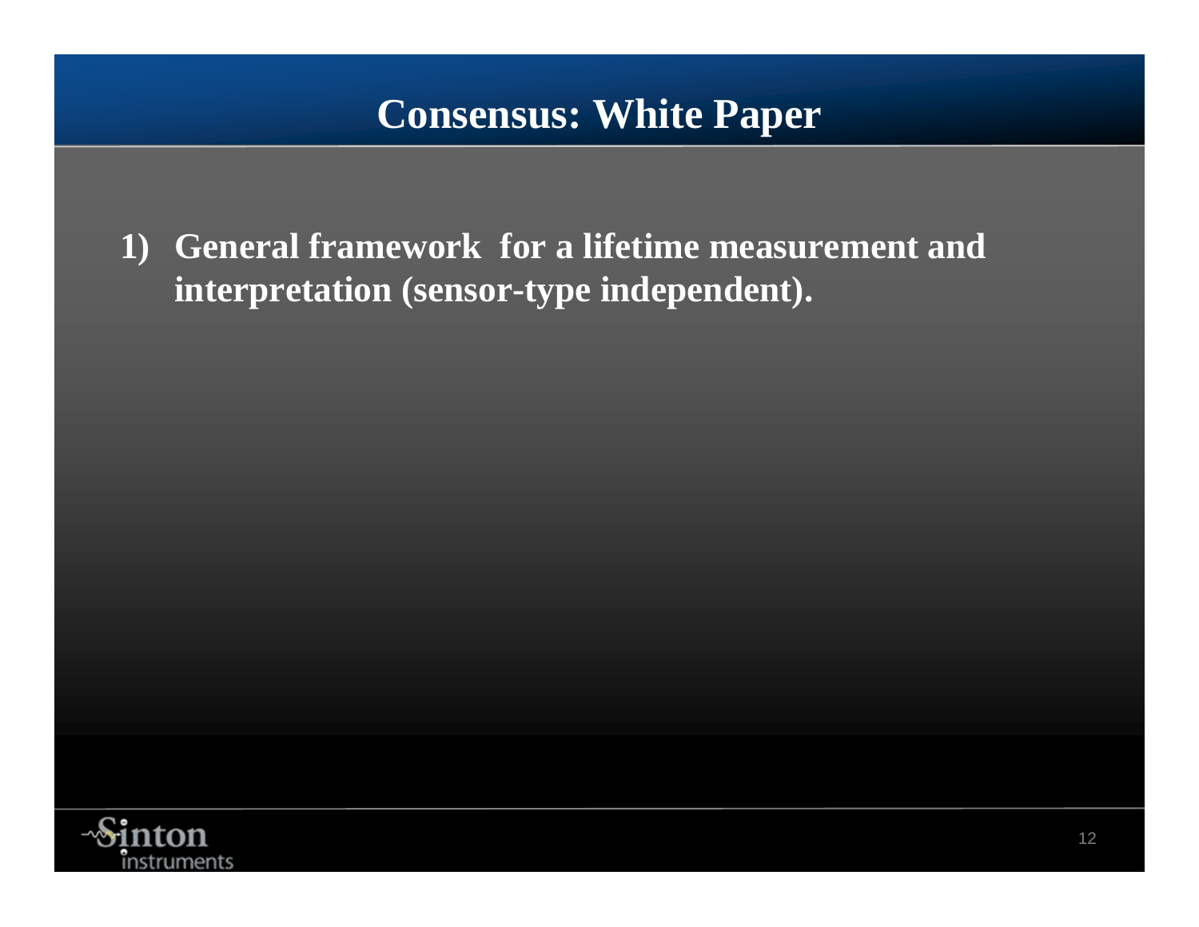# Consensus: White Paper

1) General framework  for a lifetime measurement and interpretation (sensor-type independent).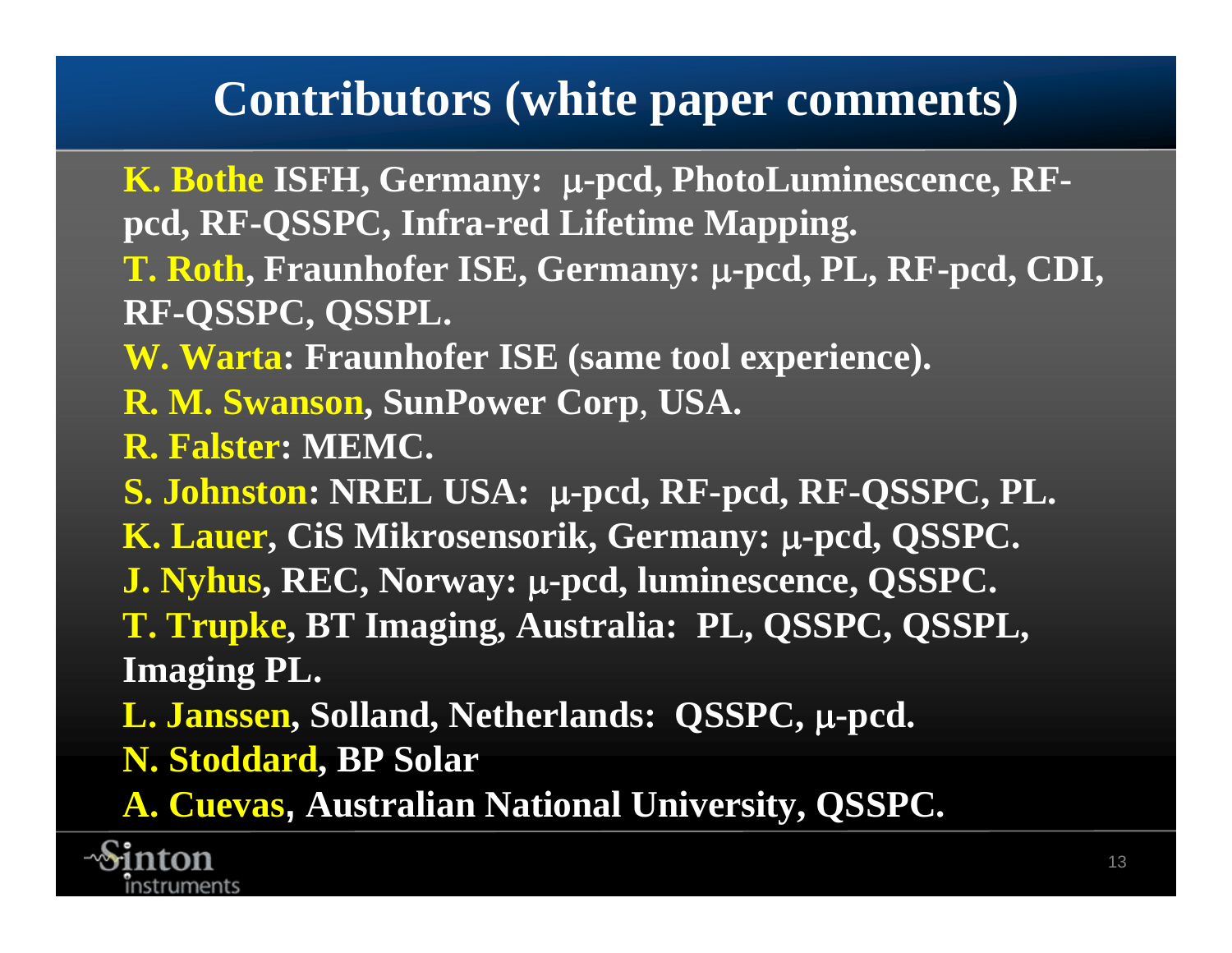# Contributors (white paper comments)

**K. Bothe** ISFH, Germany: μ-pcd, PhotoLuminescence, RF-pcd, RF-QSSPC, Infra-red Lifetime Mapping.

**T. Roth**, Fraunhofer ISE, Germany: μ-pcd, PL, RF-pcd, CDI, RF-QSSPC, QSSPL.

**W. Warta**: Fraunhofer ISE (same tool experience).

**R. M. Swanson**, SunPower Corp, USA.

**R. Falster**: MEMC.

**S. Johnston**: NREL USA: μ-pcd, RF-pcd, RF-QSSPC, PL.

**K. Lauer**, CiS Mikrosensorik, Germany: μ-pcd, QSSPC.

**J. Nyhus**, REC, Norway: μ-pcd, luminescence, QSSPC.

**T. Trupke**, BT Imaging, Australia: PL, QSSPC, QSSPL, Imaging PL.

**L. Janssen**, Solland, Netherlands: QSSPC, μ-pcd.

**N. Stoddard**, BP Solar

**A. Cuevas**, Australian National University, QSSPC.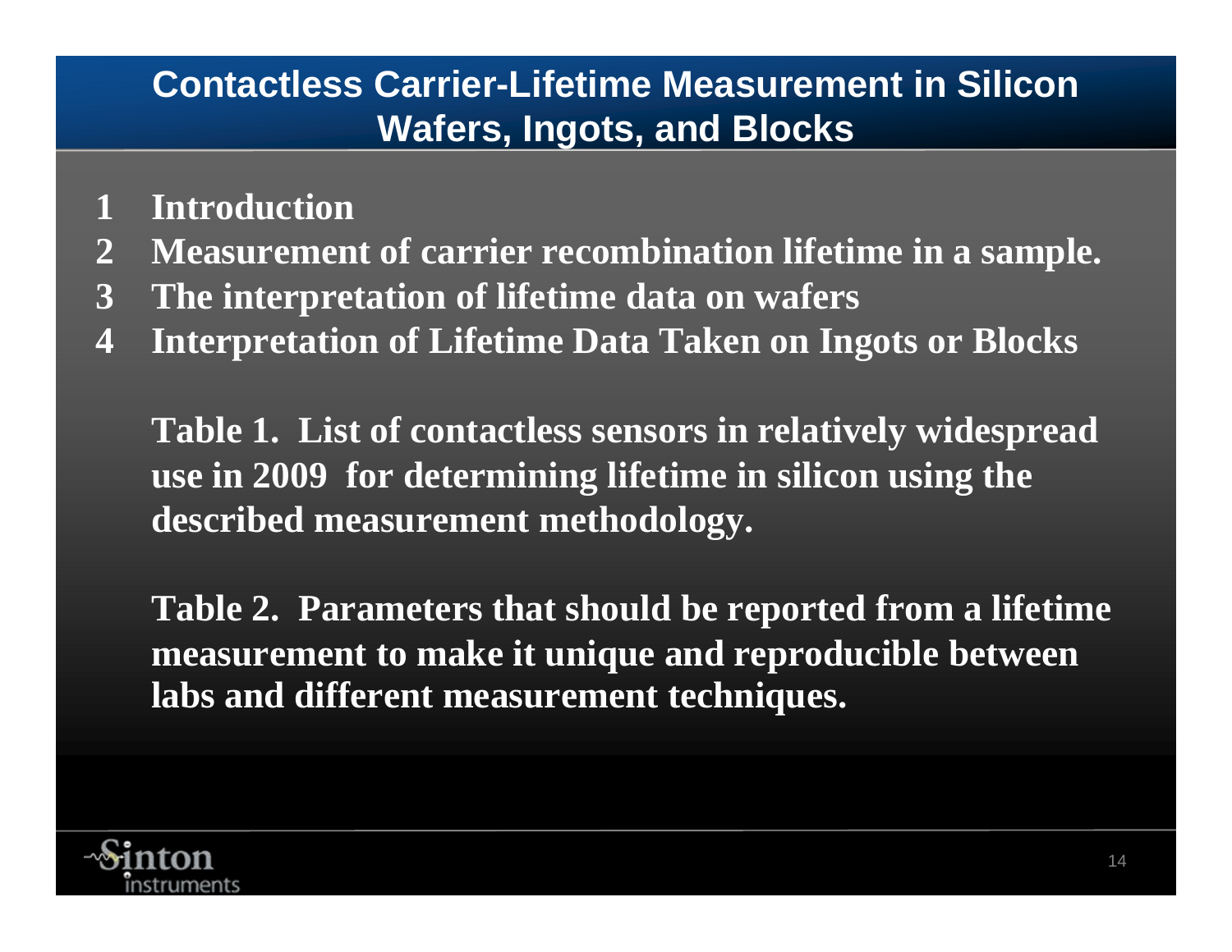# Contactless Carrier-Lifetime Measurement in Silicon Wafers, Ingots, and Blocks

1. **Introduction**
2. **Measurement of carrier recombination lifetime in a sample.**
3. **The interpretation of lifetime data on wafers**
4. **Interpretation of Lifetime Data Taken on Ingots or Blocks**

**Table 1. List of contactless sensors in relatively widespread use in 2009 for determining lifetime in silicon using the described measurement methodology.**

**Table 2. Parameters that should be reported from a lifetime measurement to make it unique and reproducible between labs and different measurement techniques.**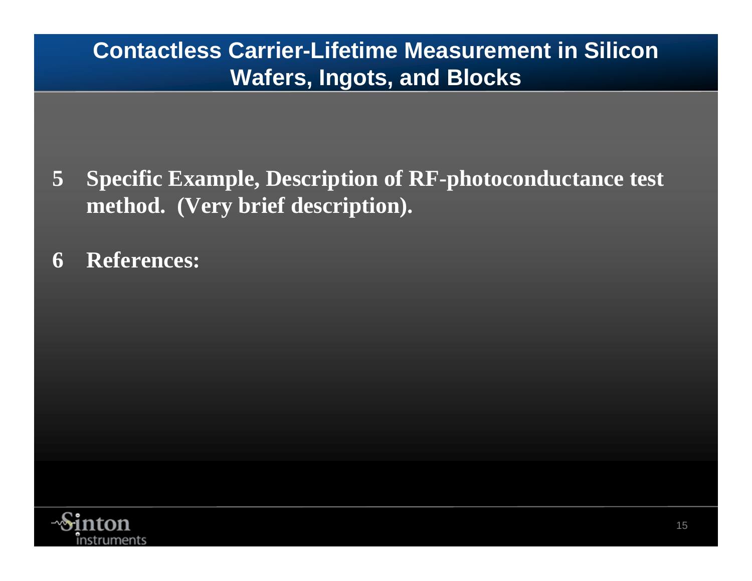# Contactless Carrier-Lifetime Measurement in Silicon Wafers, Ingots, and Blocks

**5 Specific Example, Description of RF-photoconductance test method. (Very brief description).**

**6 References:**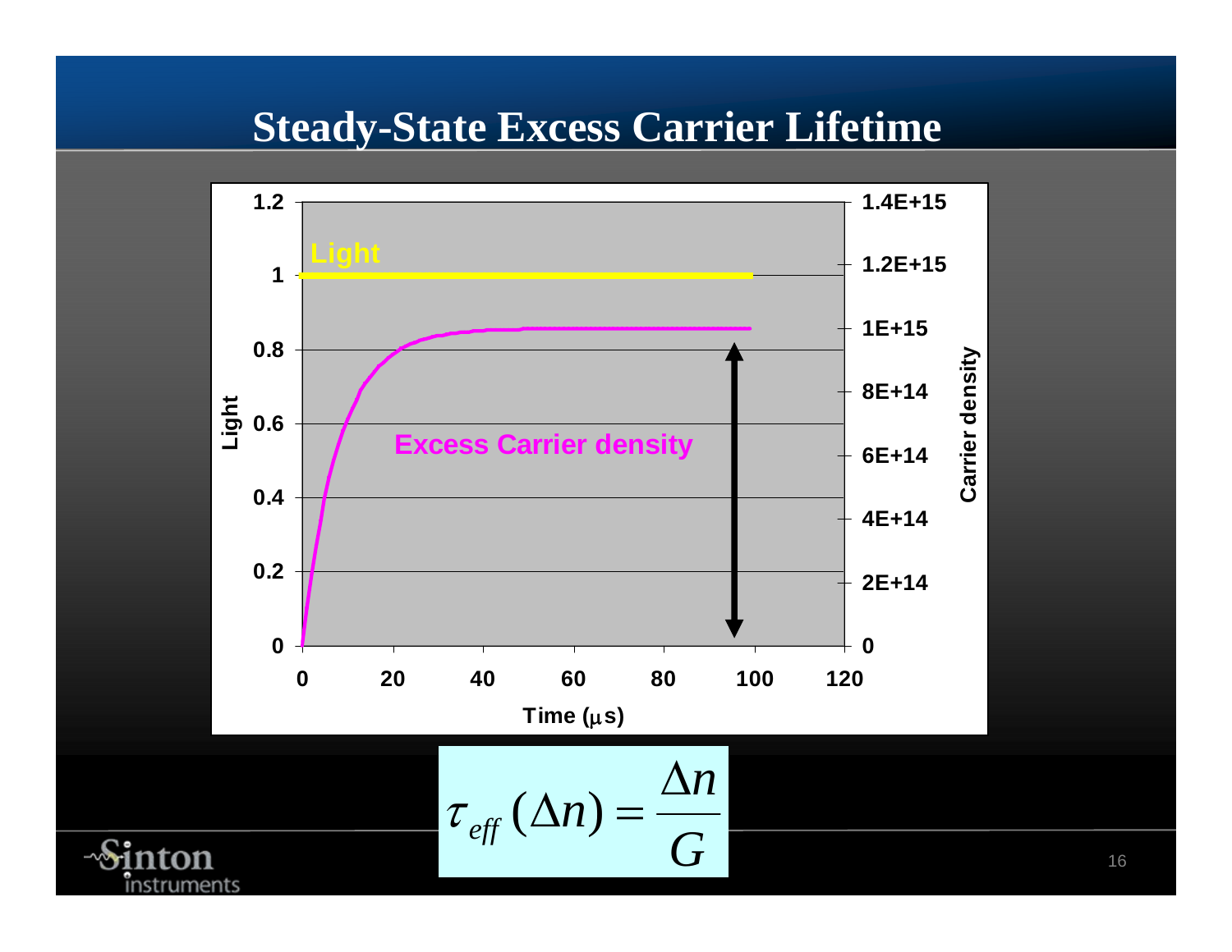# Steady-State Excess Carrier Lifetime

$$\tau_{eff}(\Delta n) = \frac{\Delta n}{G}$$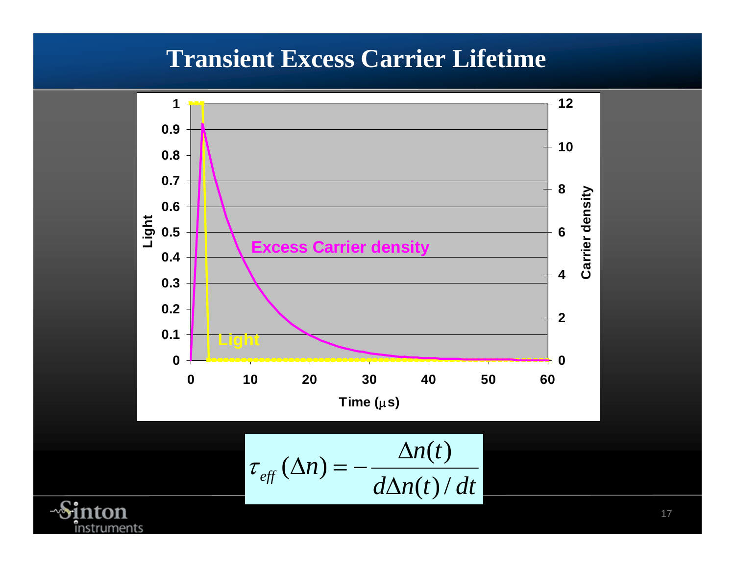# Transient Excess Carrier Lifetime

$$\tau_{eff}(\Delta n) = -\frac{\Delta n(t)}{d\Delta n(t)/dt}$$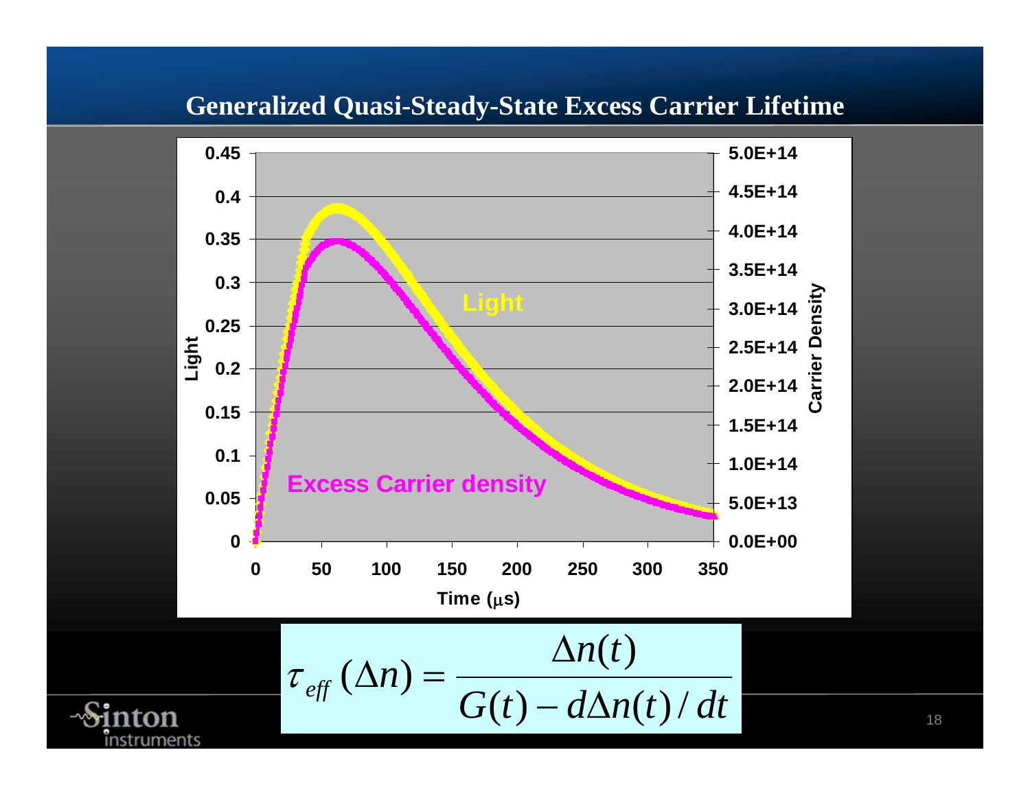# Generalized Quasi-Steady-State Excess Carrier Lifetime

$$\tau_{eff}(\Delta n) = \frac{\Delta n(t)}{G(t) - d\Delta n(t)/dt}$$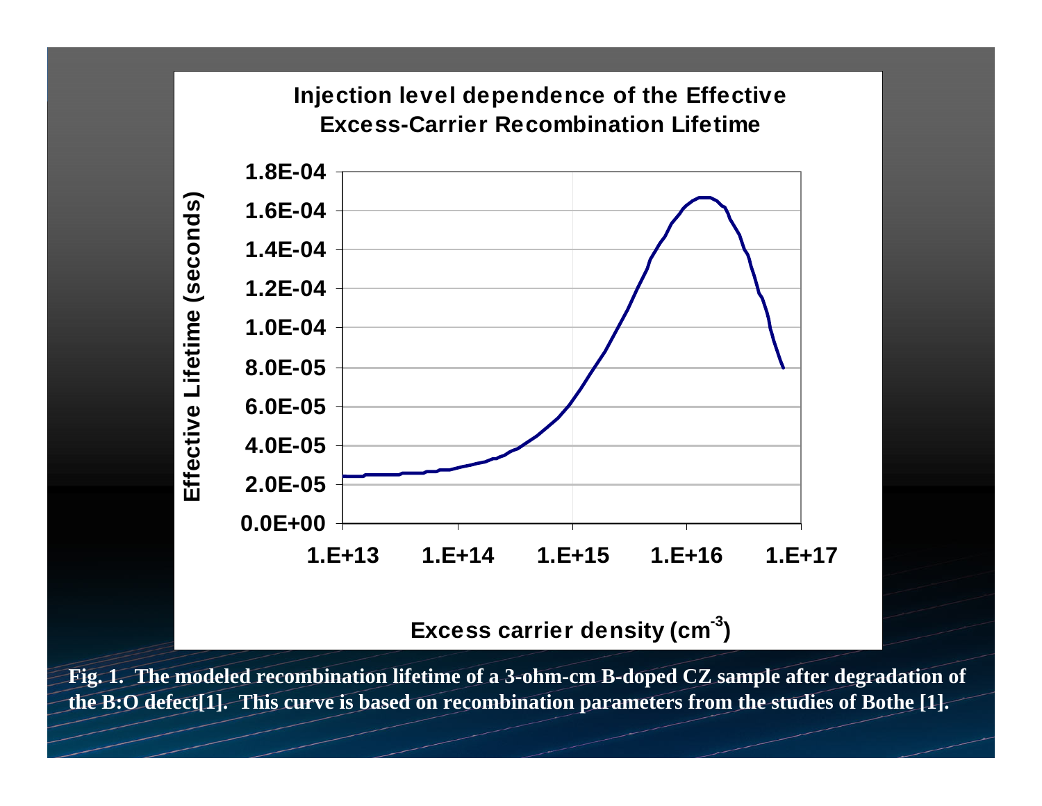**Injection level dependence of the Effective Excess-Carrier Recombination Lifetime**

Effective Lifetime (seconds)

1.8E-04
1.6E-04
1.4E-04
1.2E-04
1.0E-04
8.0E-05
6.0E-05
4.0E-05
2.0E-05
0.0E+00

1.E+13 1.E+14 1.E+15 1.E+16 1.E+17

Excess carrier density ($cm^{-3}$)

**Fig. 1. The modeled recombination lifetime of a 3-ohm-cm B-doped CZ sample after degradation of the B:O defect[1]. This curve is based on recombination parameters from the studies of Bothe [1].**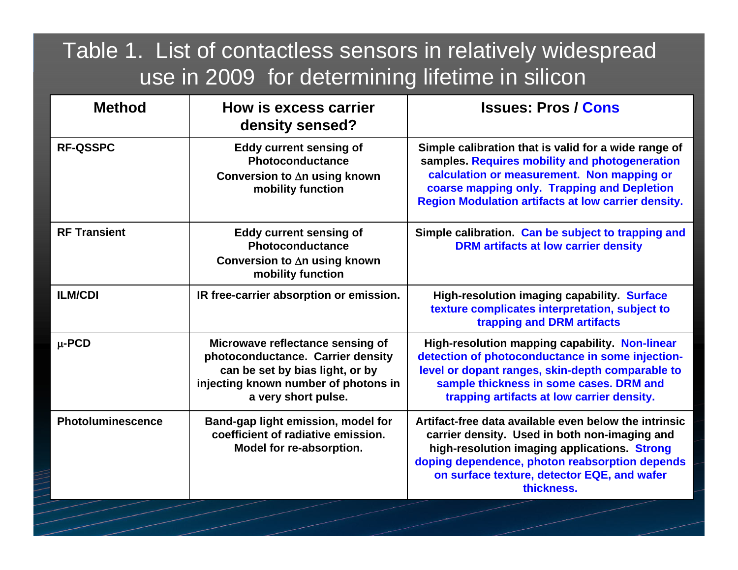# Table 1. List of contactless sensors in relatively widespread use in 2009 for determining lifetime in silicon

| Method | How is excess carrier density sensed? | Issues: Pros / Cons |
|---|---|---|
| RF-QSSPC | Eddy current sensing of Photoconductance<br>Conversion to $\Delta n$ using known mobility function | Simple calibration that is valid for a wide range of samples. Requires mobility and photogeneration calculation or measurement. Non mapping or coarse mapping only. Trapping and Depletion Region Modulation artifacts at low carrier density. |
| RF Transient | Eddy current sensing of Photoconductance<br>Conversion to $\Delta n$ using known mobility function | Simple calibration. Can be subject to trapping and DRM artifacts at low carrier density |
| ILM/CDI | IR free-carrier absorption or emission. | High-resolution imaging capability. Surface texture complicates interpretation, subject to trapping and DRM artifacts |
| $\mu$-PCD | Microwave reflectance sensing of photoconductance. Carrier density can be set by bias light, or by injecting known number of photons in a very short pulse. | High-resolution mapping capability. Non-linear detection of photoconductance in some injection-level or dopant ranges, skin-depth comparable to sample thickness in some cases. DRM and trapping artifacts at low carrier density. |
| Photoluminescence | Band-gap light emission, model for coefficient of radiative emission. Model for re-absorption. | Artifact-free data available even below the intrinsic carrier density. Used in both non-imaging and high-resolution imaging applications. Strong doping dependence, photon reabsorption depends on surface texture, detector EQE, and wafer thickness. |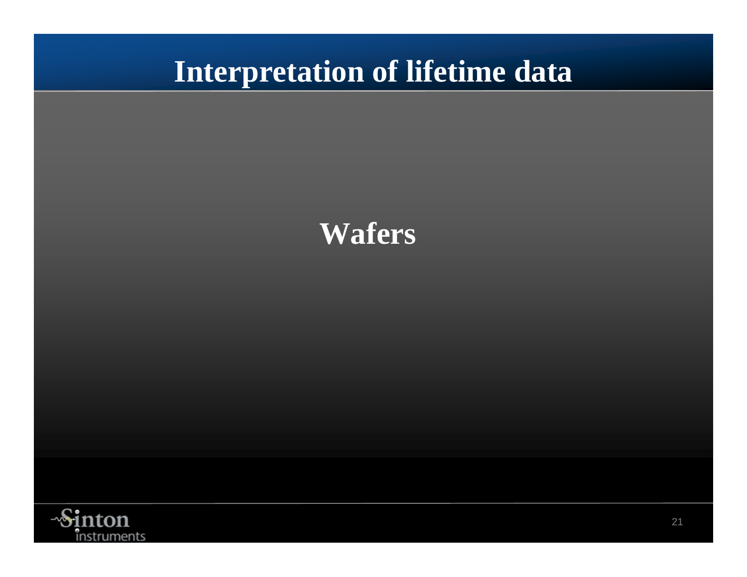# Interpretation of lifetime data

## Wafers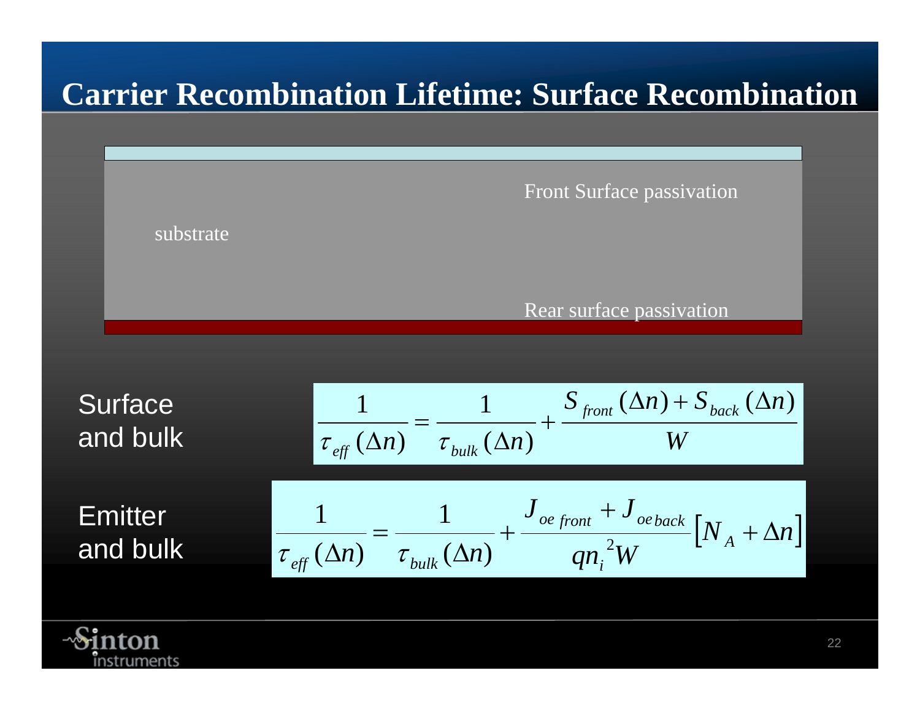# Carrier Recombination Lifetime: Surface Recombination

Front Surface passivation

substrate

Rear surface passivation

Surface and bulk

$$\frac{1}{\tau_{eff}(\Delta n)} = \frac{1}{\tau_{bulk}(\Delta n)} + \frac{S_{front}(\Delta n) + S_{back}(\Delta n)}{W}$$

Emitter and bulk

$$\frac{1}{\tau_{eff}(\Delta n)} = \frac{1}{\tau_{bulk}(\Delta n)} + \frac{J_{oe\,front} + J_{oe\,back}}{q n_i^2 W}\left[N_A + \Delta n\right]$$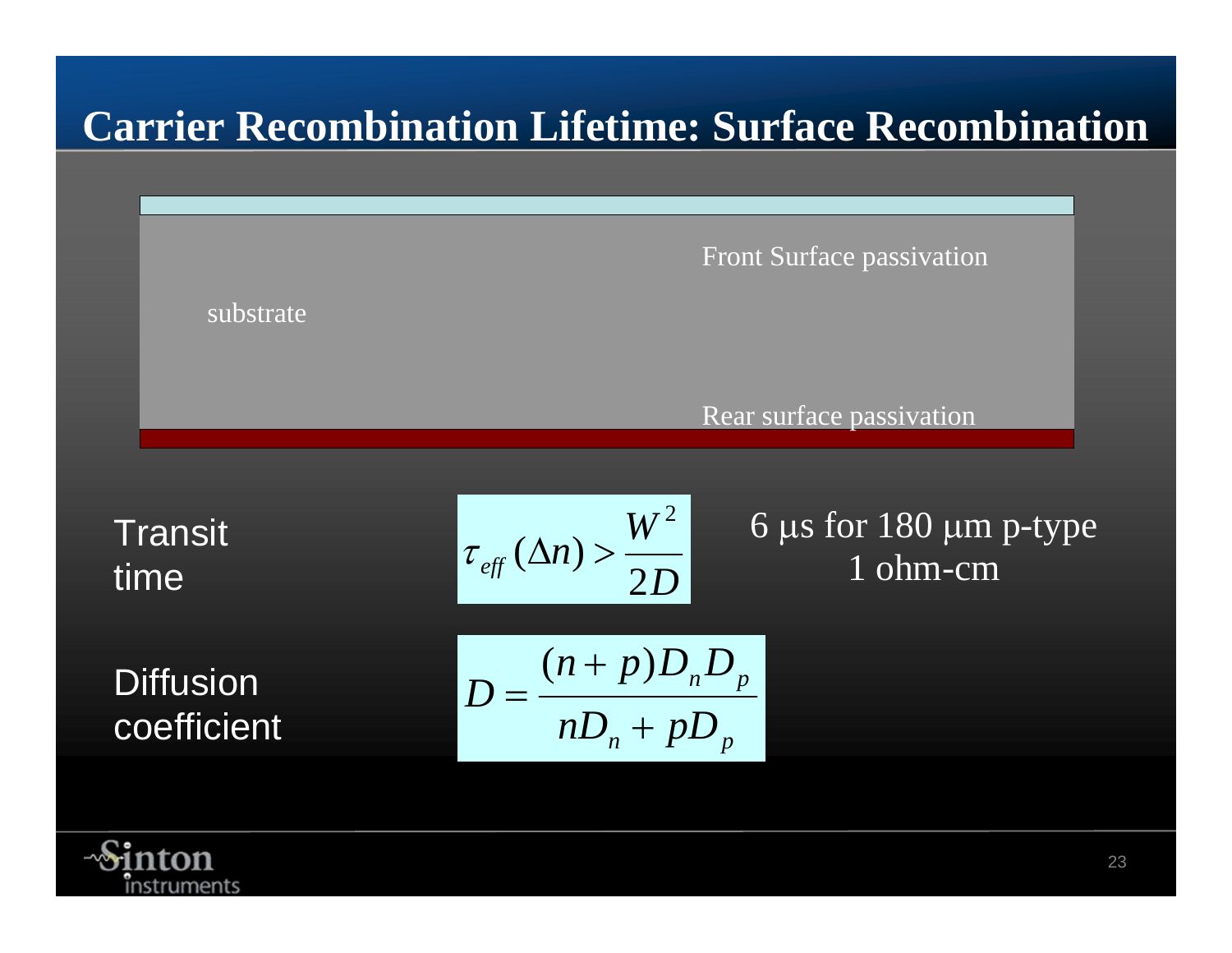# Carrier Recombination Lifetime: Surface Recombination

Front Surface passivation

substrate

Rear surface passivation

Transit time

$$\tau_{eff}(\Delta n) > \frac{W^2}{2D}$$

6 μs for 180 μm p-type 1 ohm-cm

Diffusion coefficient

$$D = \frac{(n+p)D_n D_p}{nD_n + pD_p}$$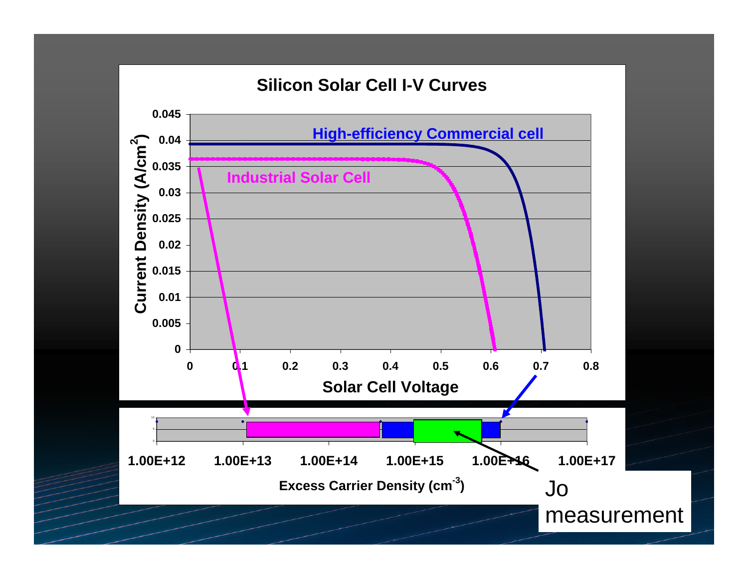# Silicon Solar Cell I-V Curves

High-efficiency Commercial cell

Industrial Solar Cell

Current Density (A/cm$^2$)

0.045, 0.04, 0.035, 0.03, 0.025, 0.02, 0.015, 0.01, 0.005, 0

0, 0.1, 0.2, 0.3, 0.4, 0.5, 0.6, 0.7, 0.8

Solar Cell Voltage

1.00E+12, 1.00E+13, 1.00E+14, 1.00E+15, 1.00E+16, 1.00E+17

Excess Carrier Density (cm$^{-3}$)

Jo measurement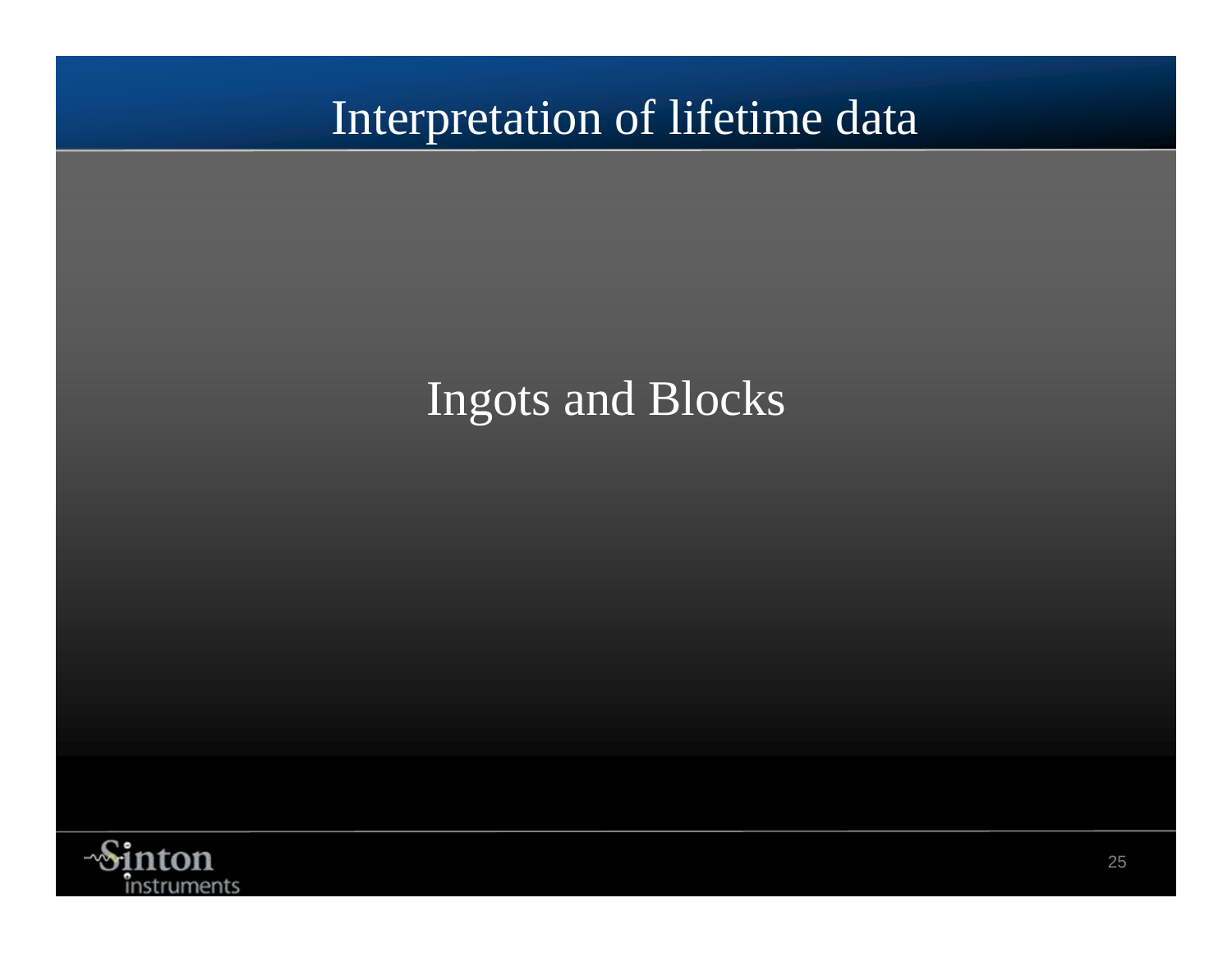# Interpretation of lifetime data

Ingots and Blocks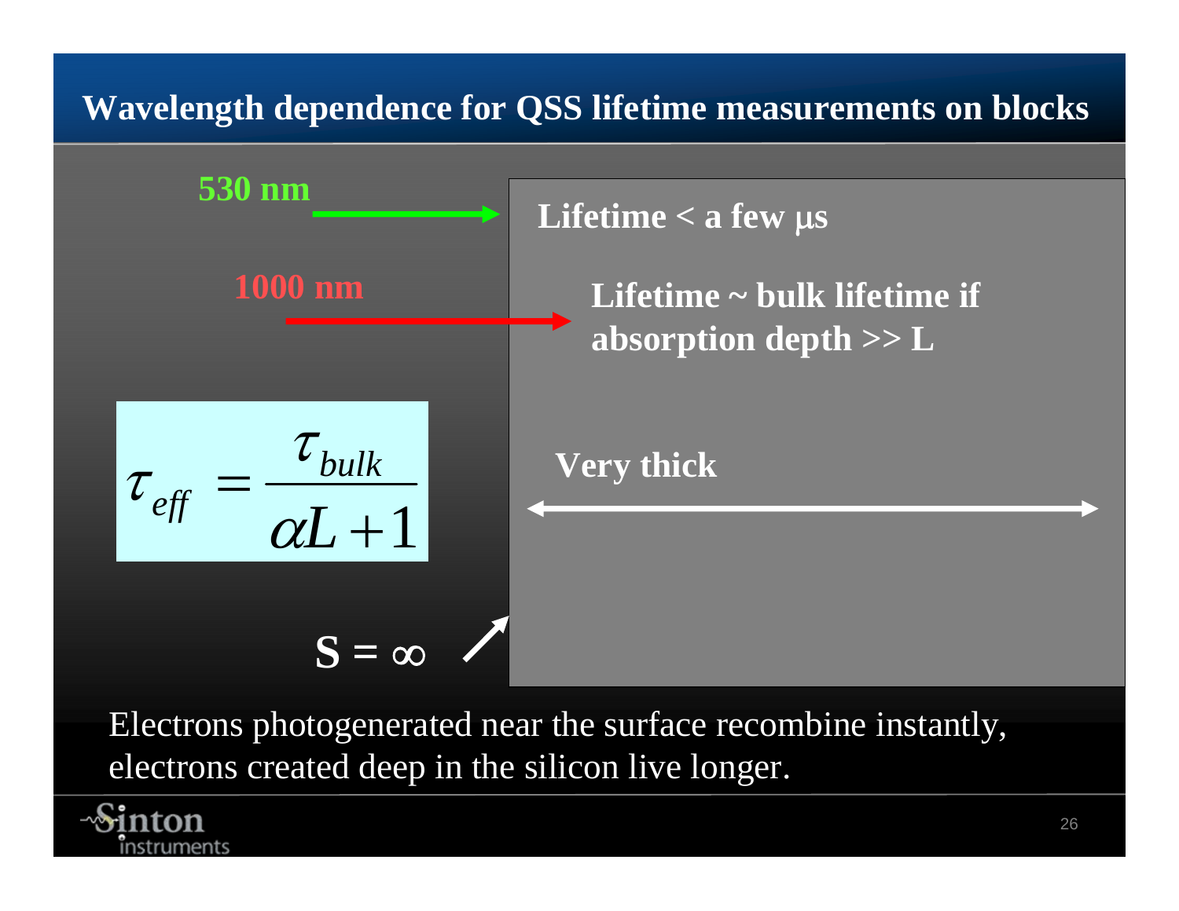# Wavelength dependence for QSS lifetime measurements on blocks

**530 nm**

**Lifetime < a few μs**

**1000 nm**

**Lifetime ~ bulk lifetime if absorption depth >> L**

$$\tau_{eff} = \frac{\tau_{bulk}}{\alpha L + 1}$$

**Very thick**

**S = ∞**

Electrons photogenerated near the surface recombine instantly, electrons created deep in the silicon live longer.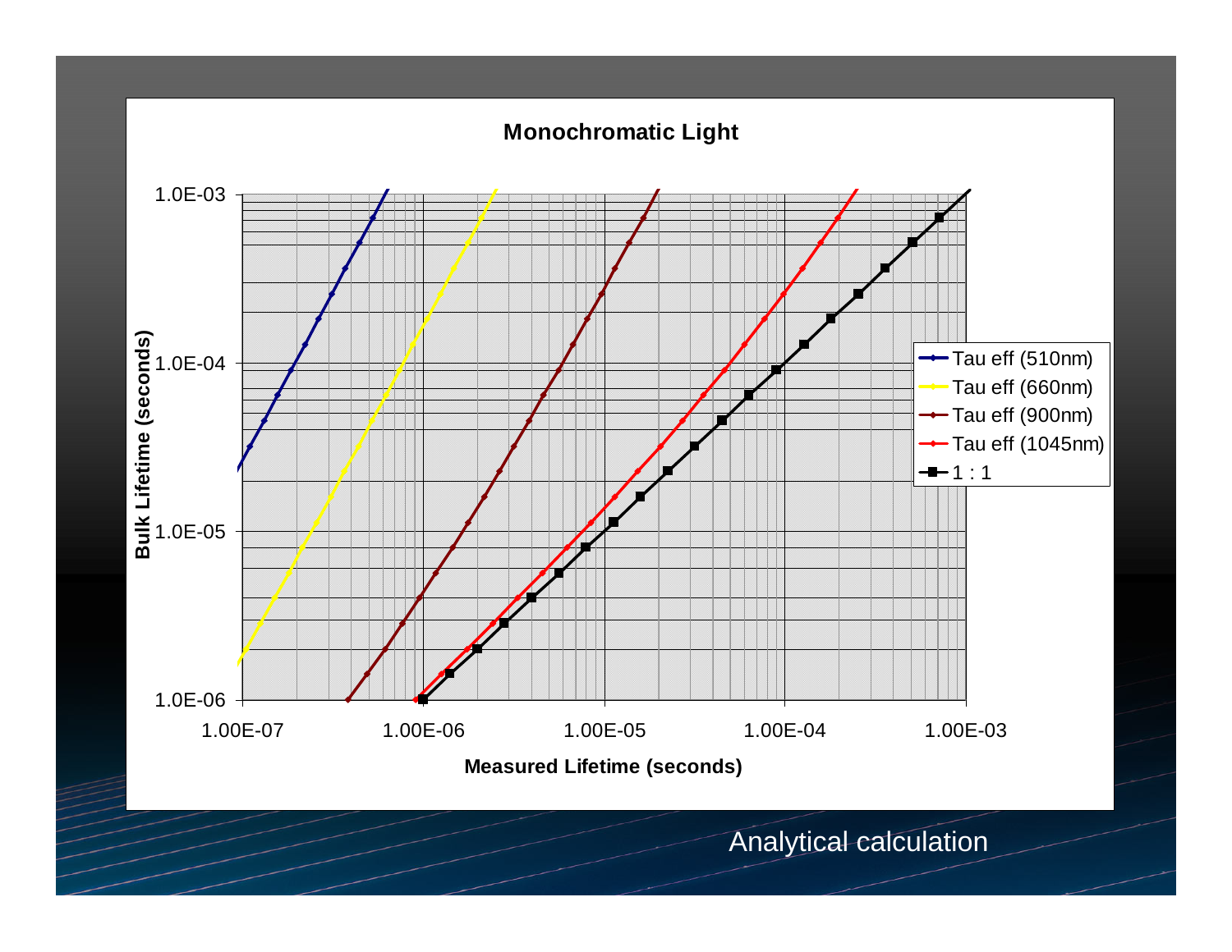**Monochromatic Light**

Bulk Lifetime (seconds) vs. Measured Lifetime (seconds)

- Tau eff (510nm)
- Tau eff (660nm)
- Tau eff (900nm)
- Tau eff (1045nm)
- 1 : 1

Y-axis: 1.0E-06, 1.0E-05, 1.0E-04, 1.0E-03

X-axis: 1.00E-07, 1.00E-06, 1.00E-05, 1.00E-04, 1.00E-03

Analytical calculation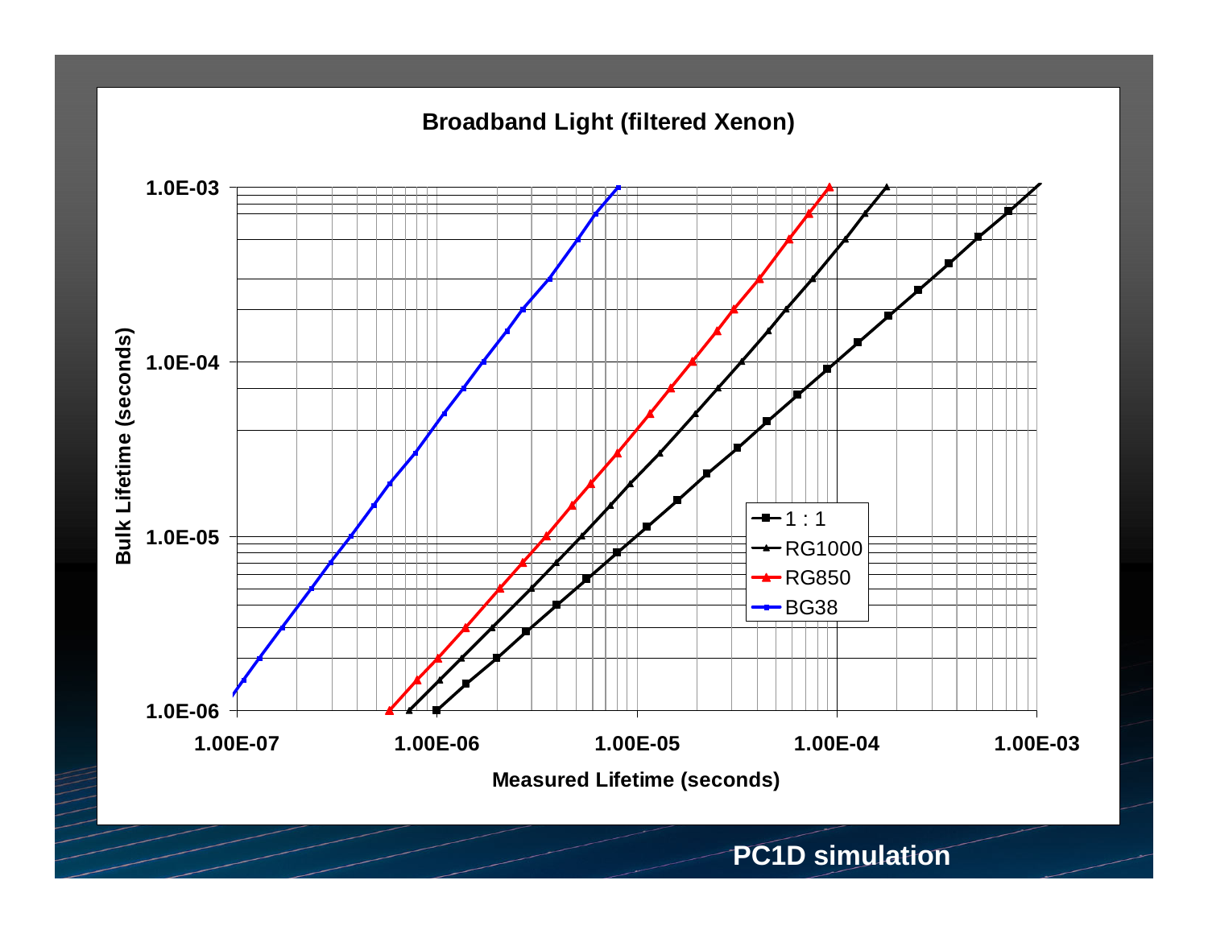## Broadband Light (filtered Xenon)

Bulk Lifetime (seconds) vs. Measured Lifetime (seconds)

- Y-axis: 1.0E-06, 1.0E-05, 1.0E-04, 1.0E-03
- X-axis: 1.00E-07, 1.00E-06, 1.00E-05, 1.00E-04, 1.00E-03

Legend:

- 1 : 1
- RG1000
- RG850
- BG38

PC1D simulation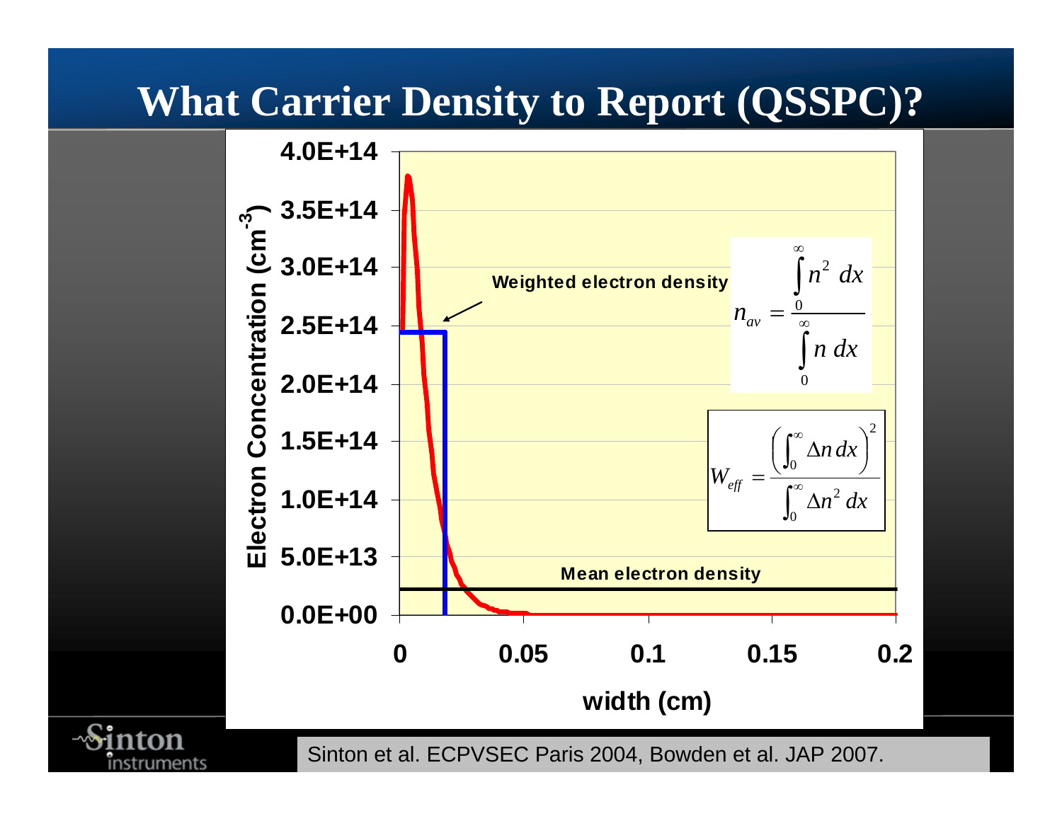# What Carrier Density to Report (QSSPC)?

Electron Concentration ($cm^{-3}$)

4.0E+14, 3.5E+14, 3.0E+14, 2.5E+14, 2.0E+14, 1.5E+14, 1.0E+14, 5.0E+13, 0.0E+00

width (cm)

0, 0.05, 0.1, 0.15, 0.2

**Weighted electron density**

$$n_{av} = \frac{\int_0^\infty n^2 \, dx}{\int_0^\infty n \, dx}$$

$$W_{eff} = \frac{\left(\int_0^\infty \Delta n \, dx\right)^2}{\int_0^\infty \Delta n^2 \, dx}$$

**Mean electron density**

Sinton et al. ECPVSEC Paris 2004, Bowden et al. JAP 2007.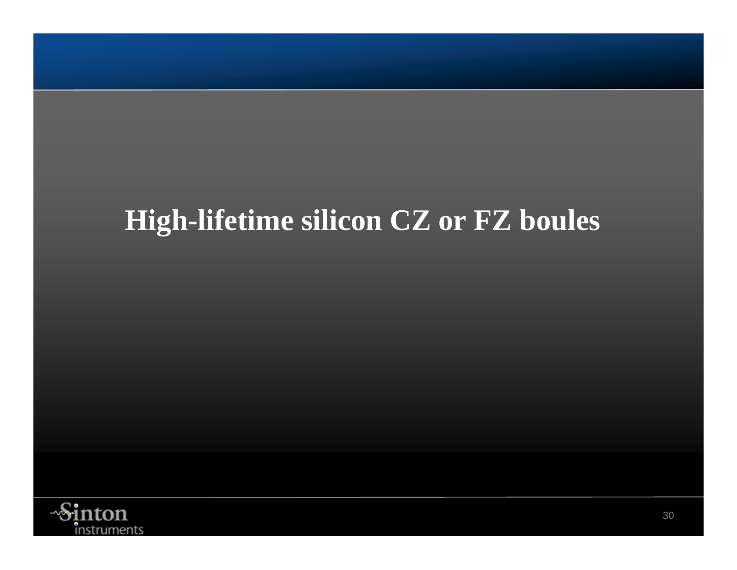# High-lifetime silicon CZ or FZ boules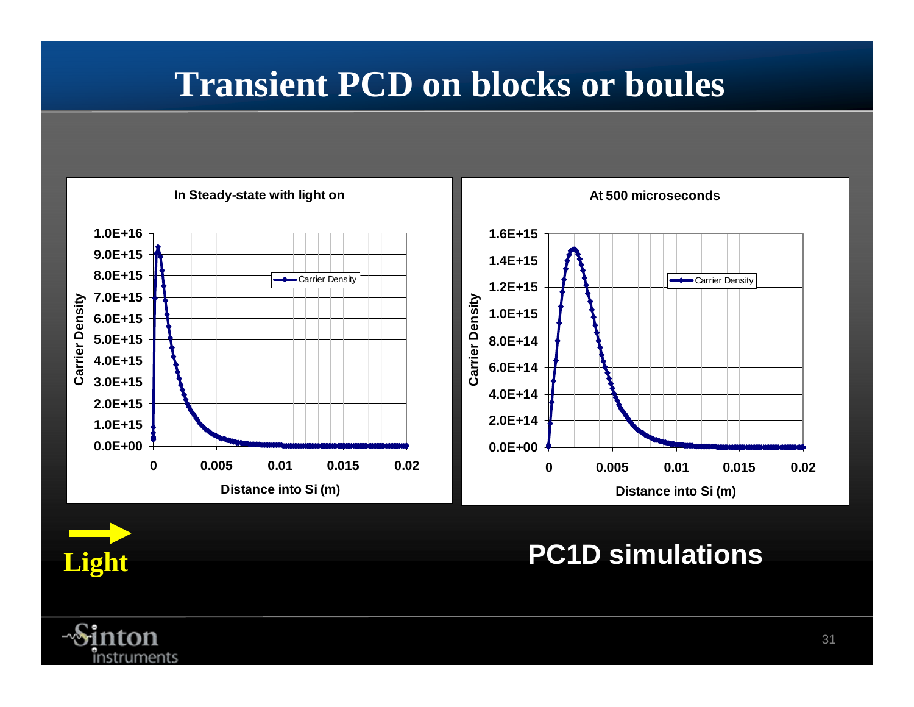# Transient PCD on blocks or boules

**In Steady-state with light on**

- Y-axis: Carrier Density (0.0E+00 to 1.0E+16)
- X-axis: Distance into Si (m) (0 to 0.02)
- Legend: Carrier Density

**At 500 microseconds**

- Y-axis: Carrier Density (0.0E+00 to 1.6E+15)
- X-axis: Distance into Si (m) (0 to 0.02)
- Legend: Carrier Density

Light

**PC1D simulations**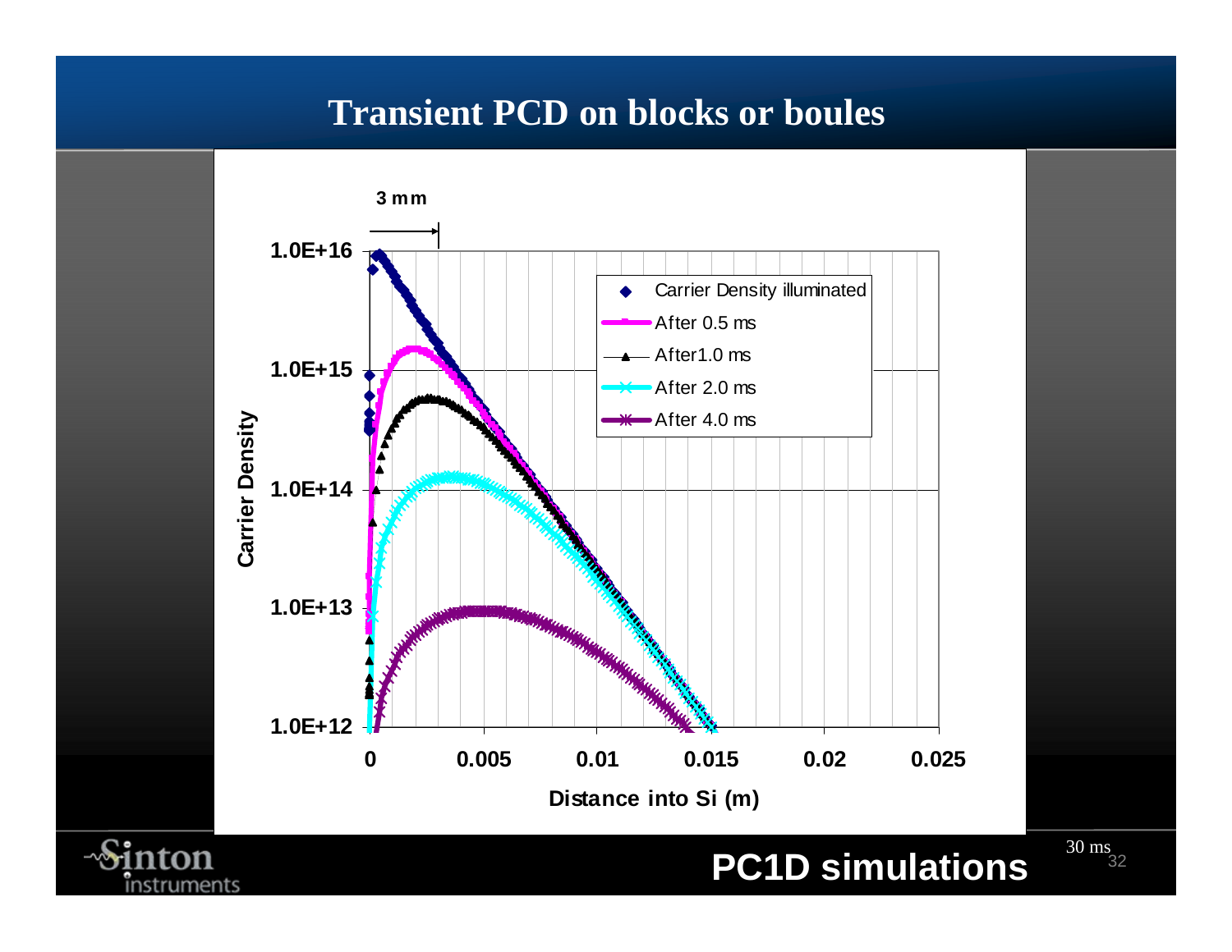# Transient PCD on blocks or boules

3 mm

Carrier Density

Distance into Si (m)

- Carrier Density illuminated
- After 0.5 ms
- After1.0 ms
- After 2.0 ms
- After 4.0 ms

**PC1D simulations**

30 ms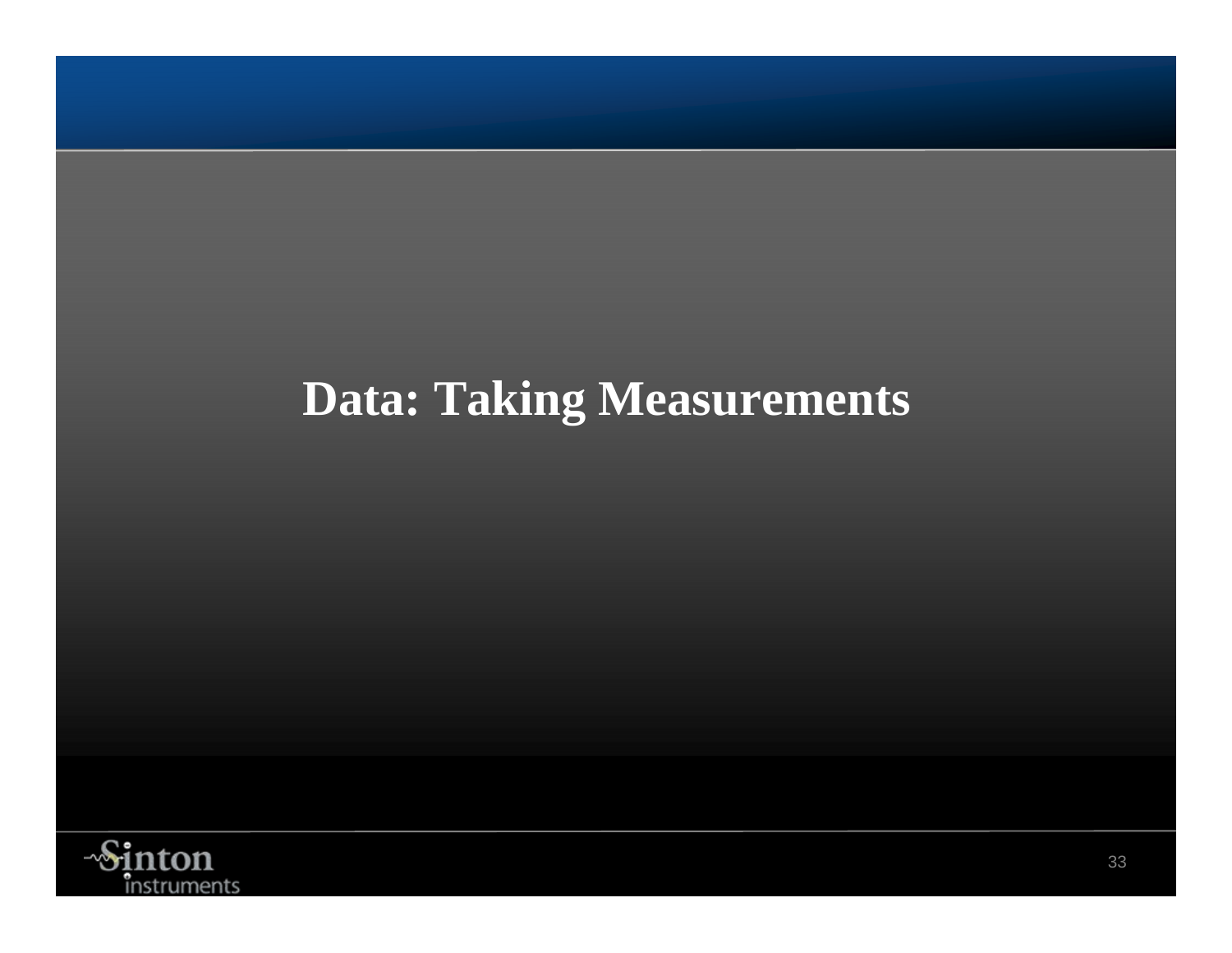# Data: Taking Measurements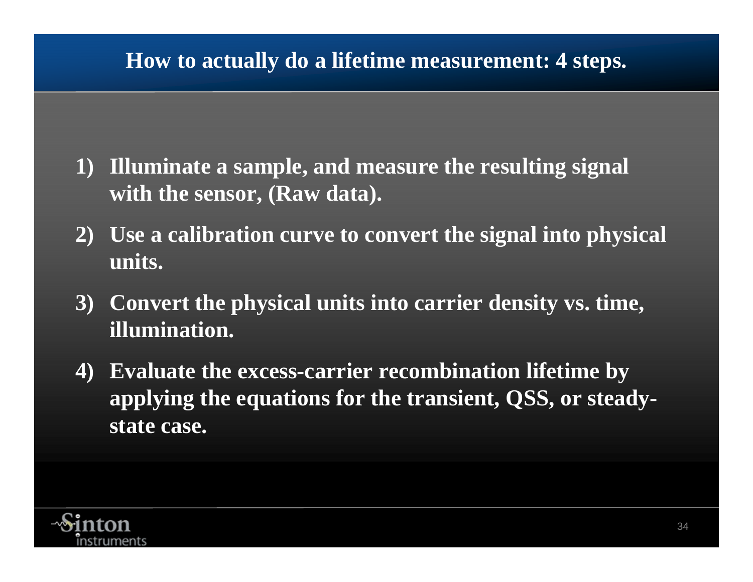# How to actually do a lifetime measurement: 4 steps.

1) **Illuminate a sample, and measure the resulting signal with the sensor, (Raw data).**
2) **Use a calibration curve to convert the signal into physical units.**
3) **Convert the physical units into carrier density vs. time, illumination.**
4) **Evaluate the excess-carrier recombination lifetime by applying the equations for the transient, QSS, or steady-state case.**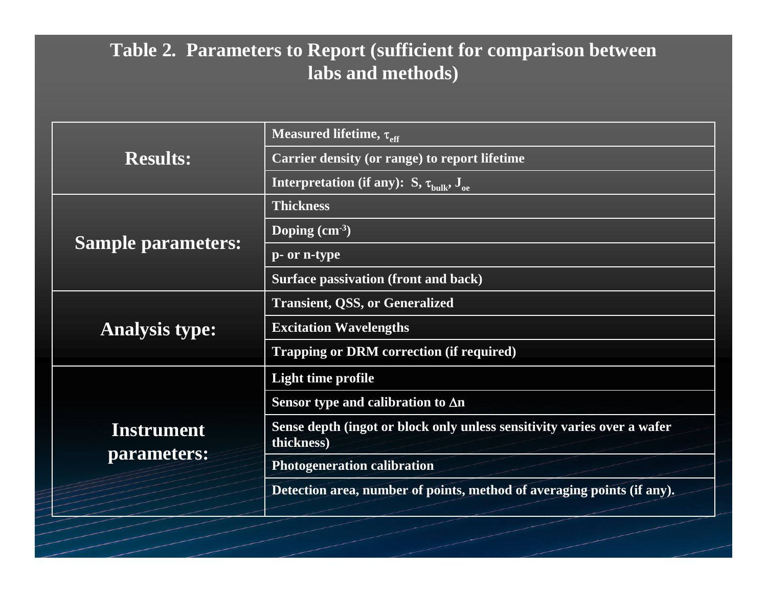# Table 2. Parameters to Report (sufficient for comparison between labs and methods)

| | |
|---|---|
| **Results:** | Measured lifetime, $\tau_{eff}$ |
| | Carrier density (or range) to report lifetime |
| | Interpretation (if any): S, $\tau_{bulk}$, $J_{oe}$ |
| **Sample parameters:** | Thickness |
| | Doping ($cm^{-3}$) |
| | p- or n-type |
| | Surface passivation (front and back) |
| **Analysis type:** | Transient, QSS, or Generalized |
| | Excitation Wavelengths |
| | Trapping or DRM correction (if required) |
| **Instrument parameters:** | Light time profile |
| | Sensor type and calibration to $\Delta n$ |
| | Sense depth (ingot or block only unless sensitivity varies over a wafer thickness) |
| | Photogeneration calibration |
| | Detection area, number of points, method of averaging points (if any). |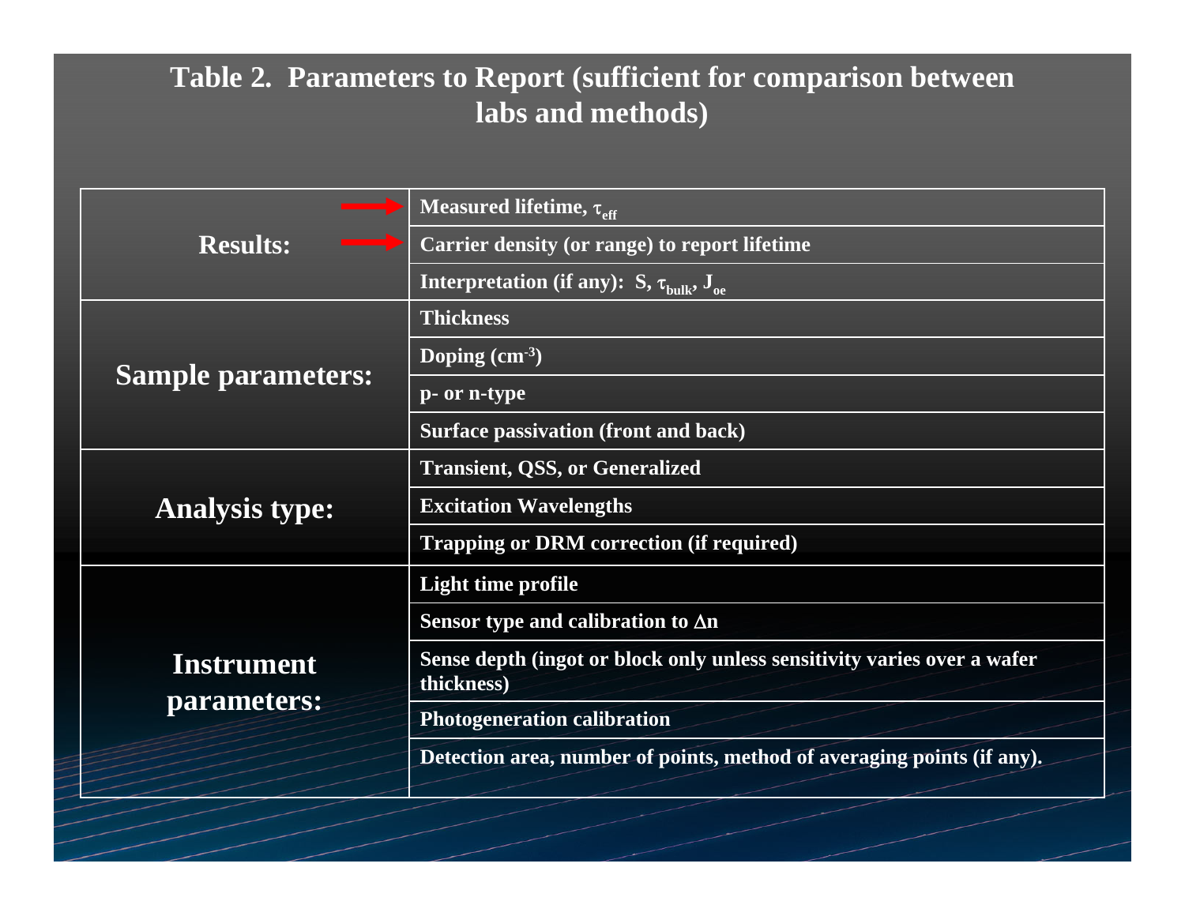## Table 2. Parameters to Report (sufficient for comparison between labs and methods)

| Category | Parameter |
|---|---|
| Results: | Measured lifetime, $\tau_{eff}$ |
| | Carrier density (or range) to report lifetime |
| | Interpretation (if any): S, $\tau_{bulk}$, $J_{oe}$ |
| Sample parameters: | Thickness |
| | Doping ($cm^{-3}$) |
| | p- or n-type |
| | Surface passivation (front and back) |
| Analysis type: | Transient, QSS, or Generalized |
| | Excitation Wavelengths |
| | Trapping or DRM correction (if required) |
| Instrument parameters: | Light time profile |
| | Sensor type and calibration to $\Delta n$ |
| | Sense depth (ingot or block only unless sensitivity varies over a wafer thickness) |
| | Photogeneration calibration |
| | Detection area, number of points, method of averaging points (if any). |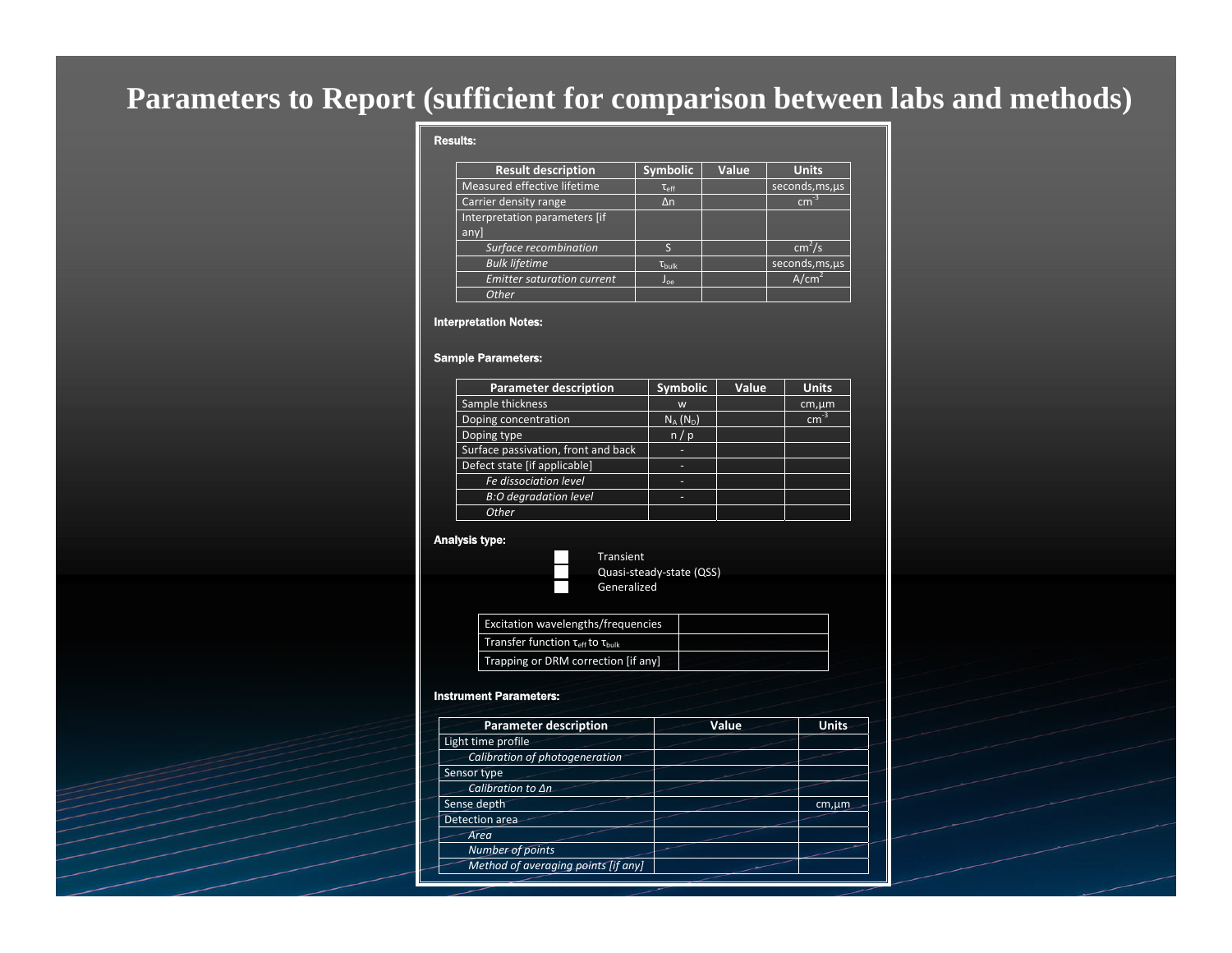# Parameters to Report (sufficient for comparison between labs and methods)

**Results:**

| Result description | Symbolic | Value | Units |
|---|---|---|---|
| Measured effective lifetime | $\tau_{eff}$ | | seconds,ms,µs |
| Carrier density range | $\Delta n$ | | $cm^{-3}$ |
| Interpretation parameters [if any] | | | |
| *Surface recombination* | S | | $cm^2/s$ |
| *Bulk lifetime* | $\tau_{bulk}$ | | seconds,ms,µs |
| *Emitter saturation current* | $J_{oe}$ | | $A/cm^2$ |
| *Other* | | | |

**Interpretation Notes:**

**Sample Parameters:**

| Parameter description | Symbolic | Value | Units |
|---|---|---|---|
| Sample thickness | w | | cm,µm |
| Doping concentration | $N_A$ ($N_D$) | | $cm^{-3}$ |
| Doping type | n / p | | |
| Surface passivation, front and back | - | | |
| Defect state [if applicable] | - | | |
| *Fe dissociation level* | - | | |
| *B:O degradation level* | - | | |
| *Other* | | | |

**Analysis type:**

- ☐ Transient
- ☐ Quasi-steady-state (QSS)
- ☐ Generalized

| Excitation wavelengths/frequencies | |
|---|---|
| Transfer function $\tau_{eff}$ to $\tau_{bulk}$ | |
| Trapping or DRM correction [if any] | |

**Instrument Parameters:**

| Parameter description | Value | Units |
|---|---|---|
| Light time profile | | |
| *Calibration of photogeneration* | | |
| Sensor type | | |
| *Calibration to Δn* | | |
| Sense depth | | cm,µm |
| Detection area | | |
| *Area* | | |
| *Number of points* | | |
| *Method of averaging points [if any]* | | |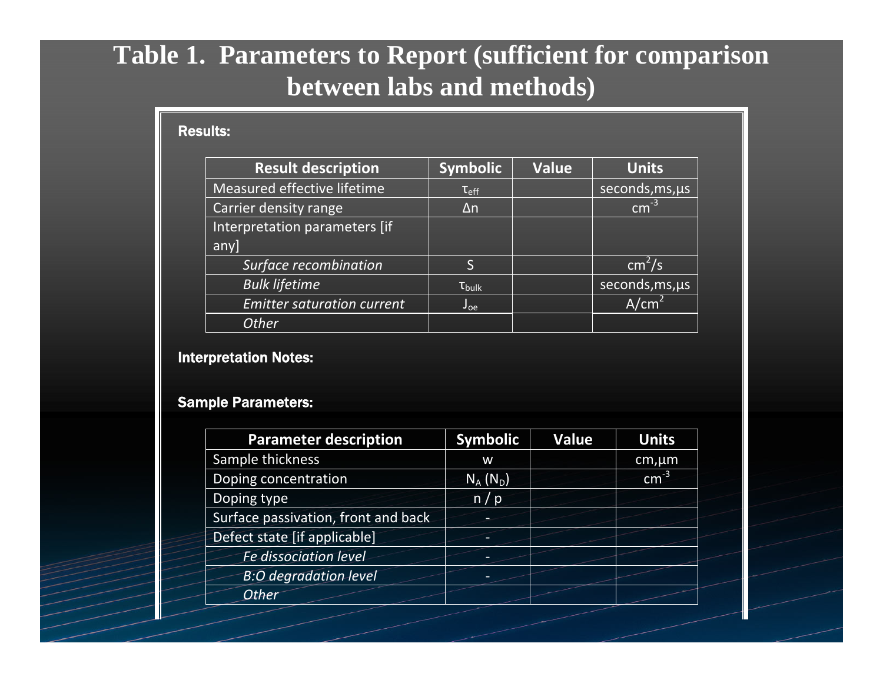# Table 1. Parameters to Report (sufficient for comparison between labs and methods)

**Results:**

| Result description | Symbolic | Value | Units |
|---|---|---|---|
| Measured effective lifetime | $\tau_{eff}$ | | seconds,ms,μs |
| Carrier density range | $\Delta n$ | | $cm^{-3}$ |
| Interpretation parameters [if any] | | | |
| *Surface recombination* | S | | $cm^2/s$ |
| *Bulk lifetime* | $\tau_{bulk}$ | | seconds,ms,μs |
| *Emitter saturation current* | $J_{oe}$ | | $A/cm^2$ |
| *Other* | | | |

**Interpretation Notes:**

**Sample Parameters:**

| Parameter description | Symbolic | Value | Units |
|---|---|---|---|
| Sample thickness | w | | cm,μm |
| Doping concentration | $N_A$ ($N_D$) | | $cm^{-3}$ |
| Doping type | n / p | | |
| Surface passivation, front and back | - | | |
| Defect state [if applicable] | - | | |
| *Fe dissociation level* | - | | |
| *B:O degradation level* | - | | |
| *Other* | | | |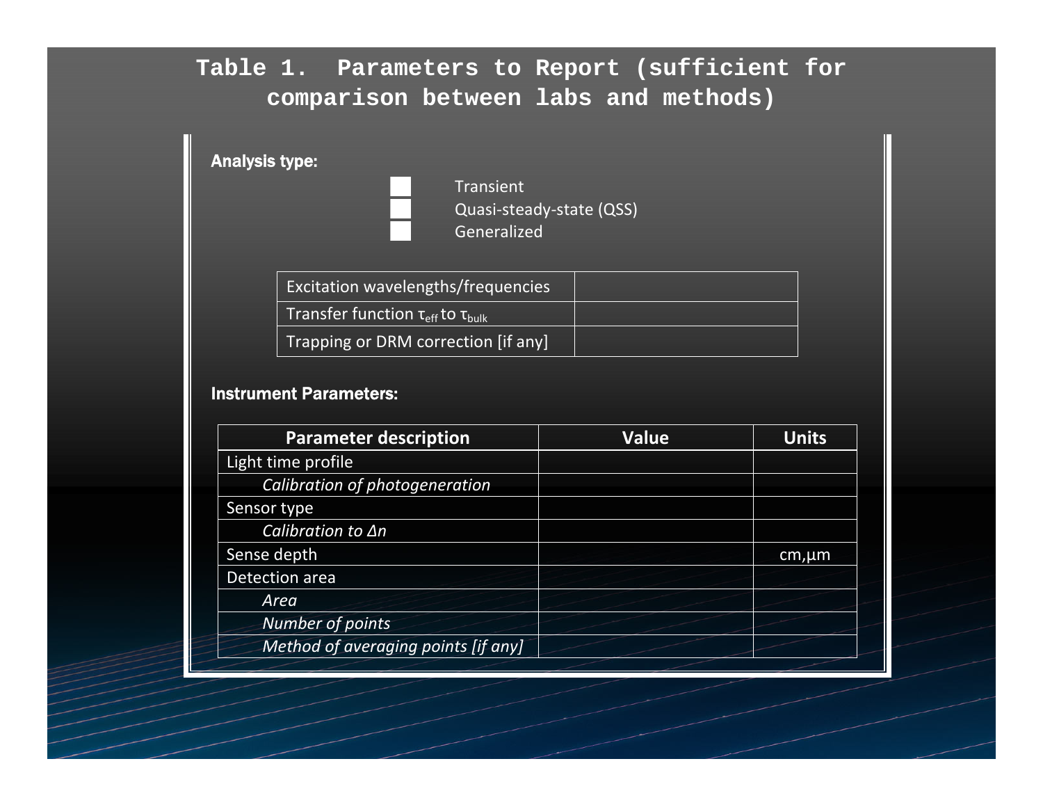# Table 1. Parameters to Report (sufficient for comparison between labs and methods)

**Analysis type:**

- ☐ Transient
- ☐ Quasi-steady-state (QSS)
- ☐ Generalized

| | |
|---|---|
| Excitation wavelengths/frequencies | |
| Transfer function $\tau_{eff}$ to $\tau_{bulk}$ | |
| Trapping or DRM correction [if any] | |

**Instrument Parameters:**

| Parameter description | Value | Units |
|---|---|---|
| Light time profile | | |
| *Calibration of photogeneration* | | |
| Sensor type | | |
| *Calibration to Δn* | | |
| Sense depth | | cm,µm |
| Detection area | | |
| *Area* | | |
| *Number of points* | | |
| *Method of averaging points [if any]* | | |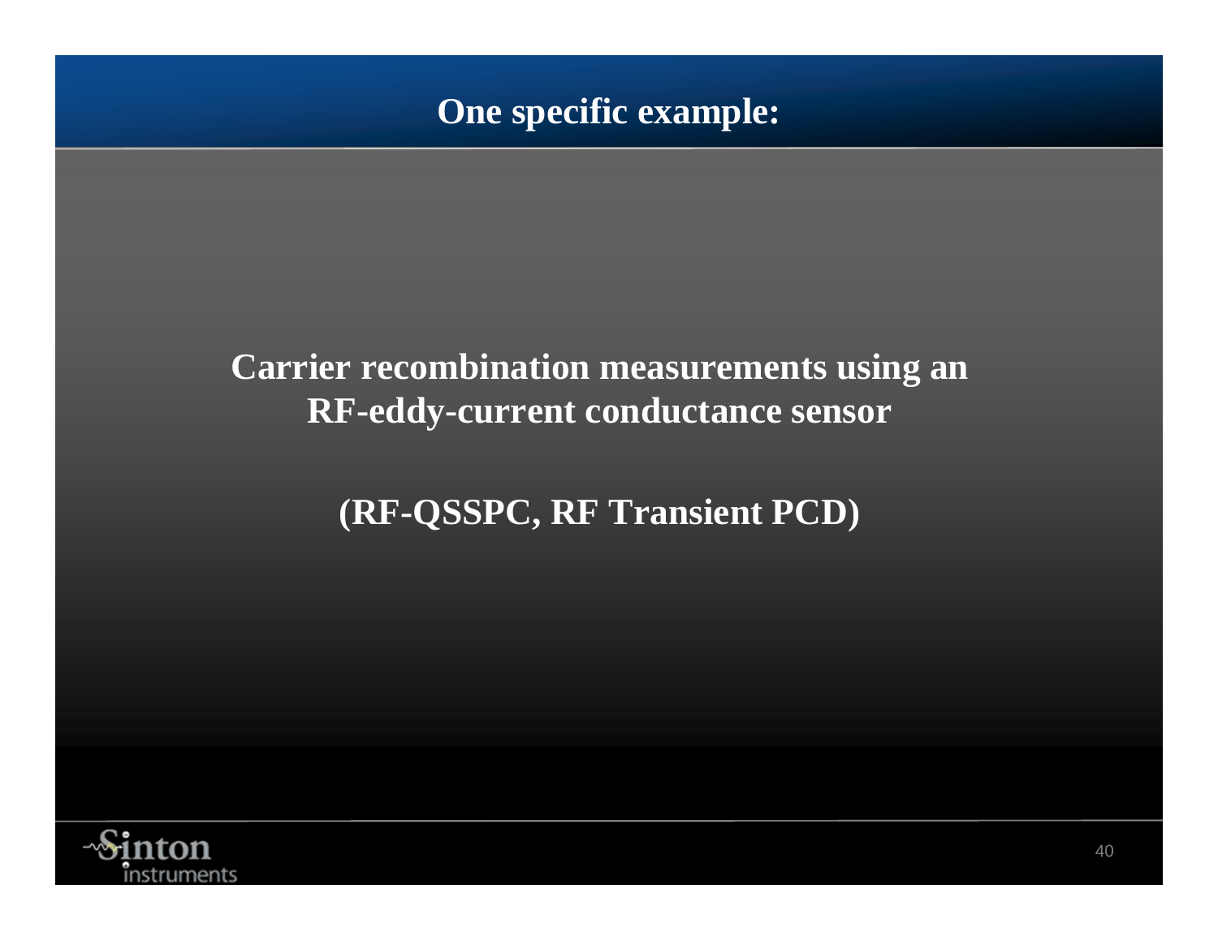# One specific example:

**Carrier recombination measurements using an RF-eddy-current conductance sensor**

**(RF-QSSPC, RF Transient PCD)**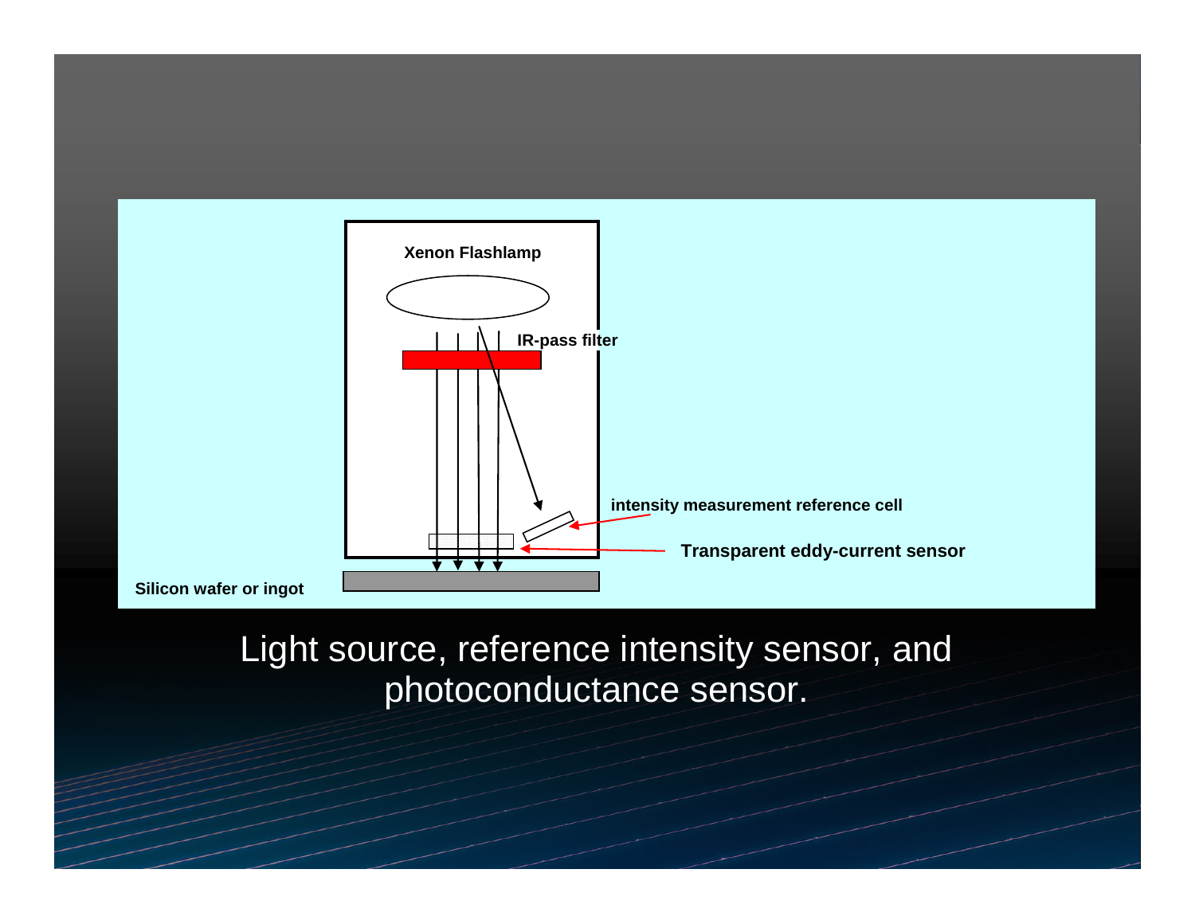Xenon Flashlamp

IR-pass filter

intensity measurement reference cell

Transparent eddy-current sensor

Silicon wafer or ingot

Light source, reference intensity sensor, and photoconductance sensor.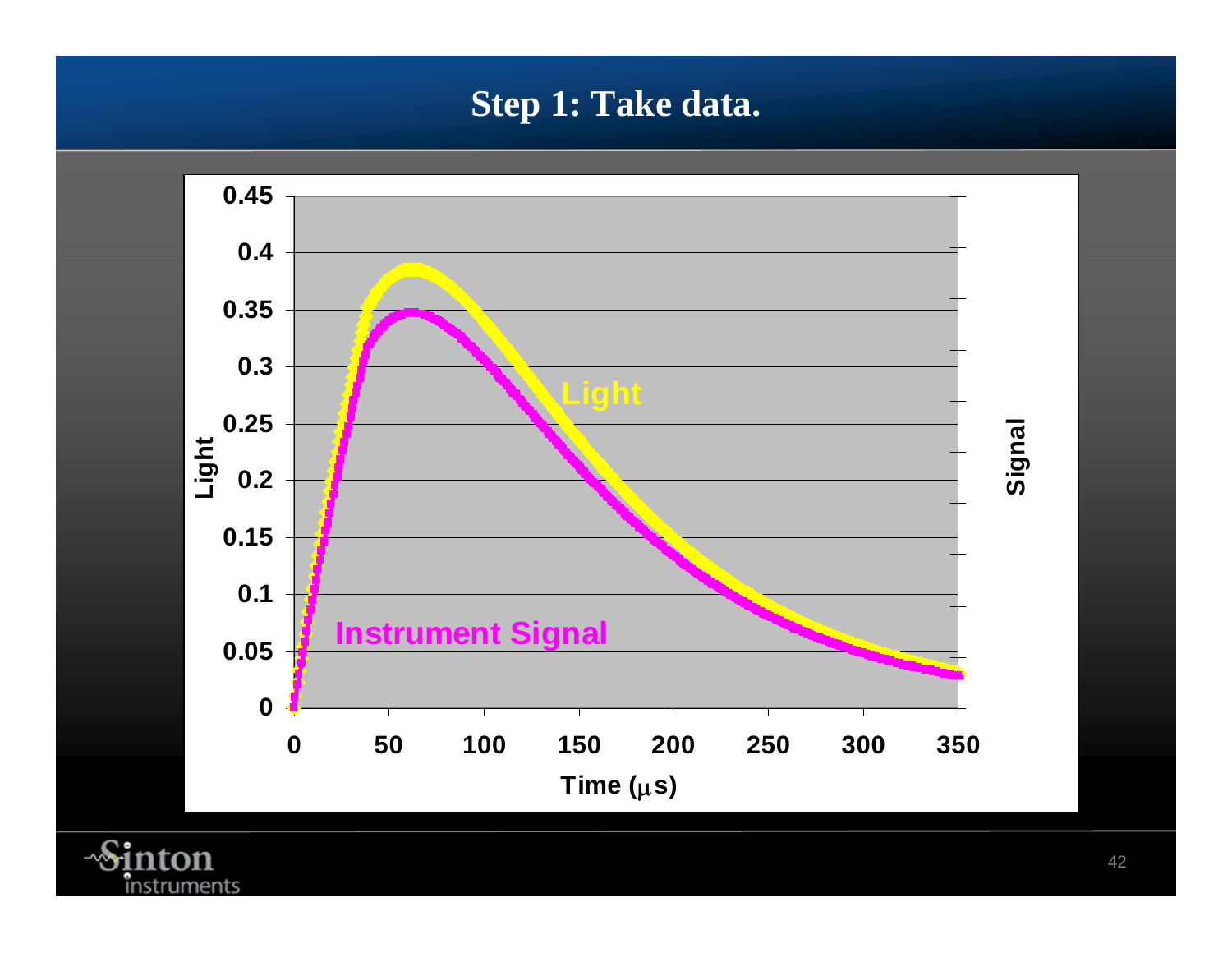# Step 1: Take data.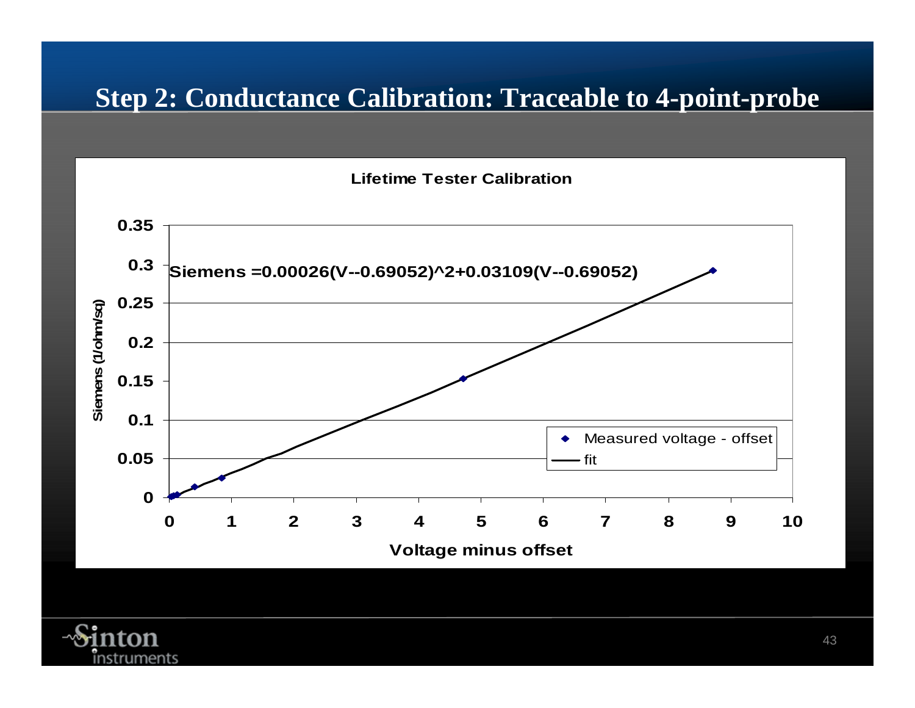# Step 2: Conductance Calibration: Traceable to 4-point-probe

**Lifetime Tester Calibration**

**Siemens =0.00026(V--0.69052)^2+0.03109(V--0.69052)**

Y-axis: Siemens (1/ohm/sq) — 0, 0.05, 0.1, 0.15, 0.2, 0.25, 0.3, 0.35

X-axis: Voltage minus offset — 0, 1, 2, 3, 4, 5, 6, 7, 8, 9, 10

Legend: Measured voltage - offset; fit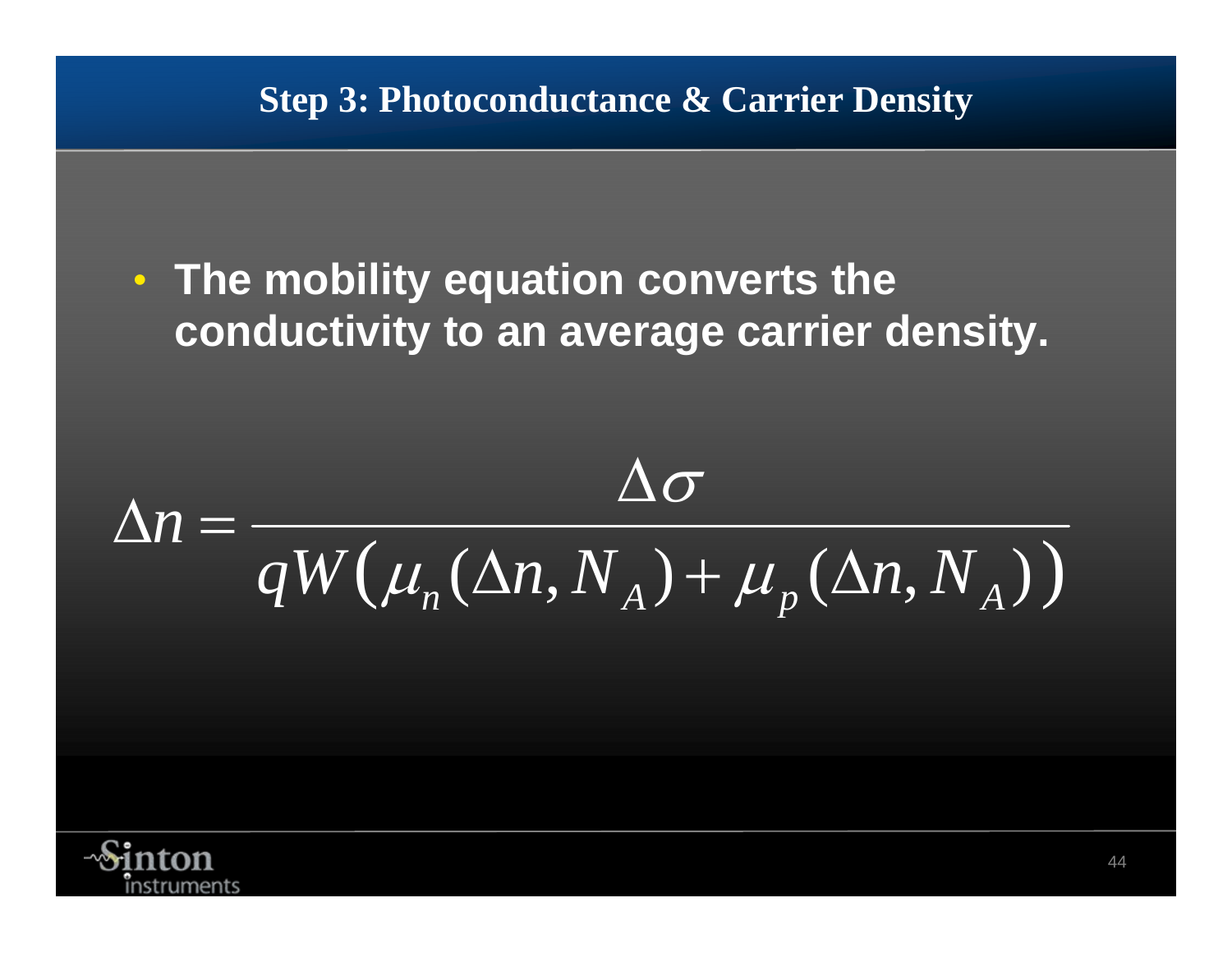# Step 3: Photoconductance & Carrier Density

- **The mobility equation converts the conductivity to an average carrier density.**

$$\Delta n = \frac{\Delta \sigma}{qW\left(\mu_n(\Delta n, N_A) + \mu_p(\Delta n, N_A)\right)}$$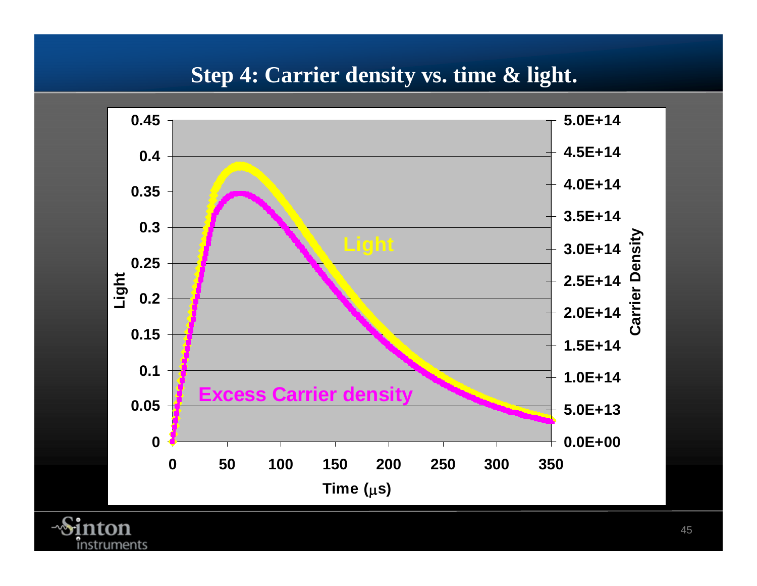# Step 4: Carrier density vs. time & light.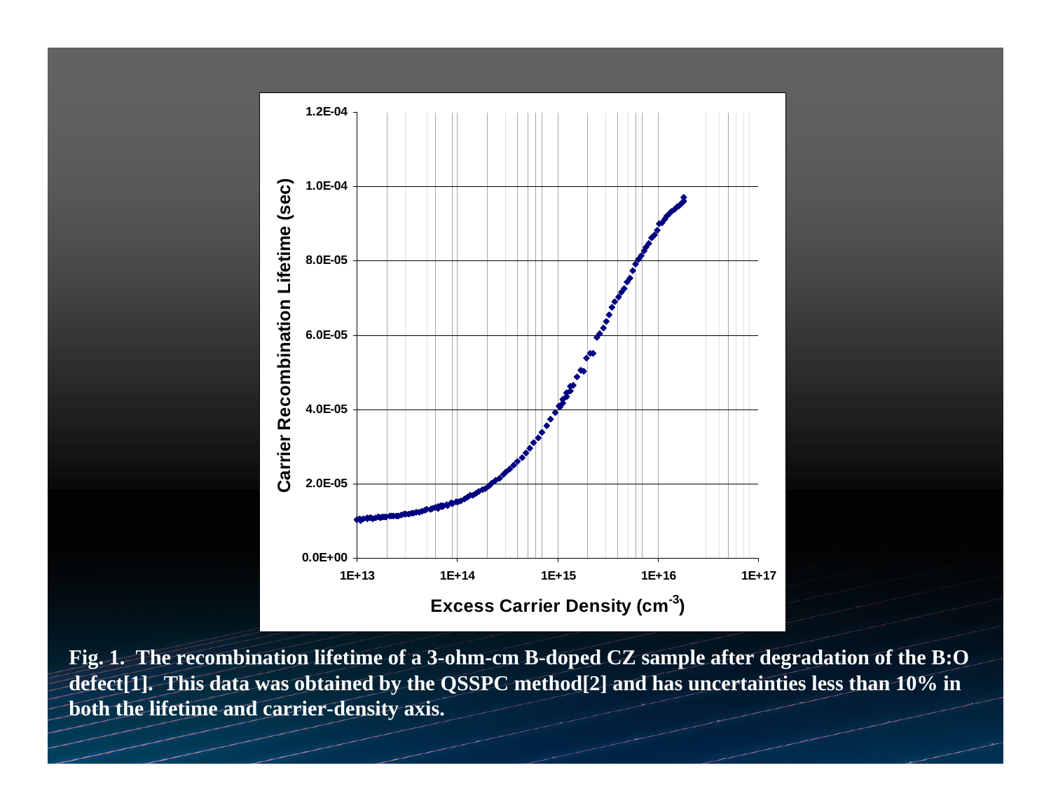Fig. 1. The recombination lifetime of a 3-ohm-cm B-doped CZ sample after degradation of the B:O defect[1]. This data was obtained by the QSSPC method[2] and has uncertainties less than 10% in both the lifetime and carrier-density axis.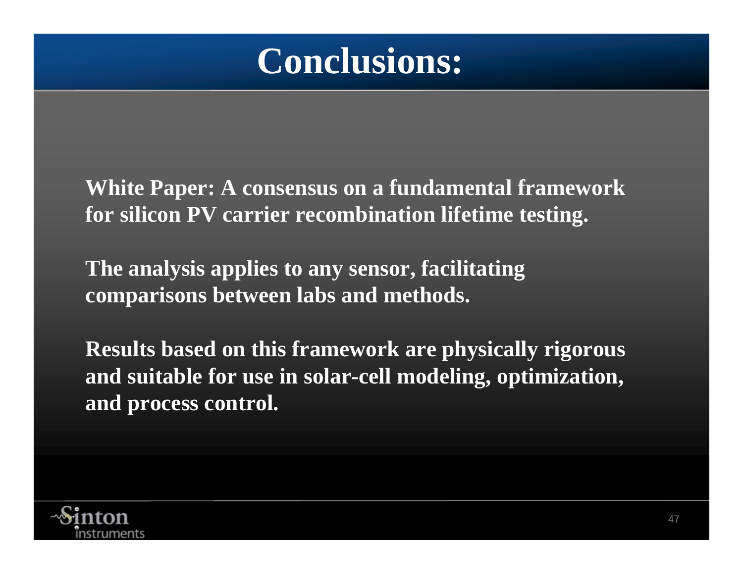# Conclusions:

**White Paper: A consensus on a fundamental framework for silicon PV carrier recombination lifetime testing.**

**The analysis applies to any sensor, facilitating comparisons between labs and methods.**

**Results based on this framework are physically rigorous and suitable for use in solar-cell modeling, optimization, and process control.**